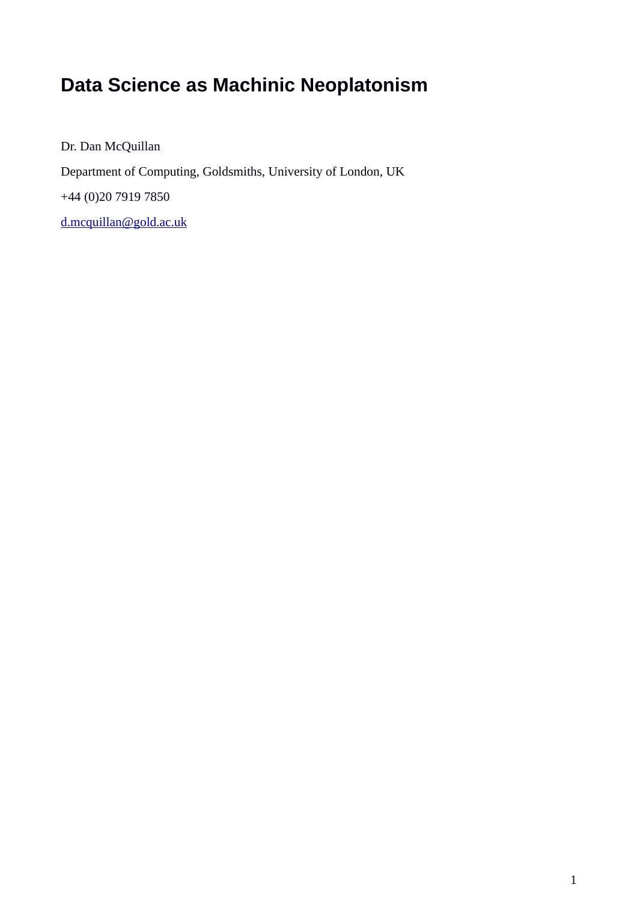# Data Science as Machinic Neoplatonism

Dr. Dan McQuillan

Department of Computing, Goldsmiths, University of London, UK

+44 (0)20 7919 7850

d.mcquillan@gold.ac.uk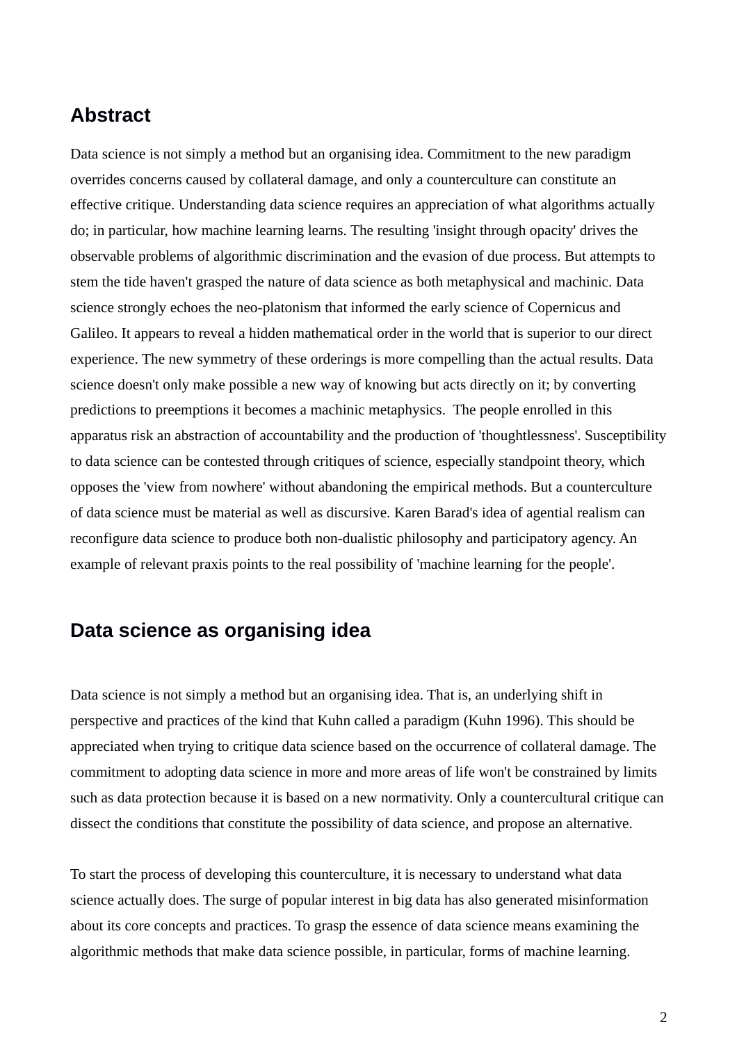## Abstract

Data science is not simply a method but an organising idea. Commitment to the new paradigm overrides concerns caused by collateral damage, and only a counterculture can constitute an effective critique. Understanding data science requires an appreciation of what algorithms actually do; in particular, how machine learning learns. The resulting 'insight through opacity' drives the observable problems of algorithmic discrimination and the evasion of due process. But attempts to stem the tide haven't grasped the nature of data science as both metaphysical and machinic. Data science strongly echoes the neo-platonism that informed the early science of Copernicus and Galileo. It appears to reveal a hidden mathematical order in the world that is superior to our direct experience. The new symmetry of these orderings is more compelling than the actual results. Data science doesn't only make possible a new way of knowing but acts directly on it; by converting predictions to preemptions it becomes a machinic metaphysics. The people enrolled in this apparatus risk an abstraction of accountability and the production of 'thoughtlessness'. Susceptibility to data science can be contested through critiques of science, especially standpoint theory, which opposes the 'view from nowhere' without abandoning the empirical methods. But a counterculture of data science must be material as well as discursive. Karen Barad's idea of agential realism can reconfigure data science to produce both non-dualistic philosophy and participatory agency. An example of relevant praxis points to the real possibility of 'machine learning for the people'.

## Data science as organising idea

Data science is not simply a method but an organising idea. That is, an underlying shift in perspective and practices of the kind that Kuhn called a paradigm (Kuhn 1996). This should be appreciated when trying to critique data science based on the occurrence of collateral damage. The commitment to adopting data science in more and more areas of life won't be constrained by limits such as data protection because it is based on a new normativity. Only a countercultural critique can dissect the conditions that constitute the possibility of data science, and propose an alternative.

To start the process of developing this counterculture, it is necessary to understand what data science actually does. The surge of popular interest in big data has also generated misinformation about its core concepts and practices. To grasp the essence of data science means examining the algorithmic methods that make data science possible, in particular, forms of machine learning.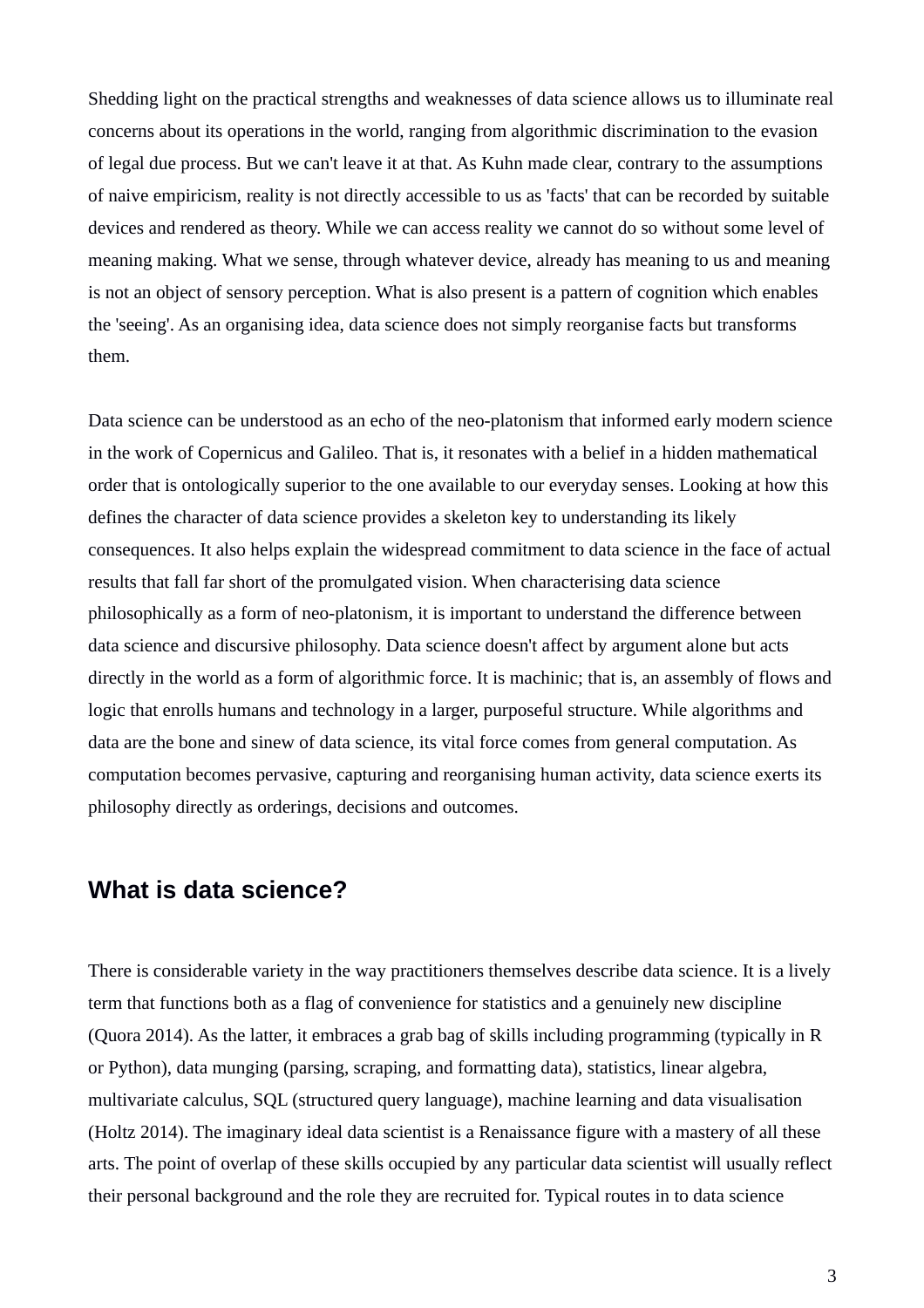Shedding light on the practical strengths and weaknesses of data science allows us to illuminate real concerns about its operations in the world, ranging from algorithmic discrimination to the evasion of legal due process. But we can't leave it at that. As Kuhn made clear, contrary to the assumptions of naive empiricism, reality is not directly accessible to us as 'facts' that can be recorded by suitable devices and rendered as theory. While we can access reality we cannot do so without some level of meaning making. What we sense, through whatever device, already has meaning to us and meaning is not an object of sensory perception. What is also present is a pattern of cognition which enables the 'seeing'. As an organising idea, data science does not simply reorganise facts but transforms them.

Data science can be understood as an echo of the neo-platonism that informed early modern science in the work of Copernicus and Galileo. That is, it resonates with a belief in a hidden mathematical order that is ontologically superior to the one available to our everyday senses. Looking at how this defines the character of data science provides a skeleton key to understanding its likely consequences. It also helps explain the widespread commitment to data science in the face of actual results that fall far short of the promulgated vision. When characterising data science philosophically as a form of neo-platonism, it is important to understand the difference between data science and discursive philosophy. Data science doesn't affect by argument alone but acts directly in the world as a form of algorithmic force. It is machinic; that is, an assembly of flows and logic that enrolls humans and technology in a larger, purposeful structure. While algorithms and data are the bone and sinew of data science, its vital force comes from general computation. As computation becomes pervasive, capturing and reorganising human activity, data science exerts its philosophy directly as orderings, decisions and outcomes.

## What is data science?

There is considerable variety in the way practitioners themselves describe data science. It is a lively term that functions both as a flag of convenience for statistics and a genuinely new discipline (Quora 2014). As the latter, it embraces a grab bag of skills including programming (typically in R or Python), data munging (parsing, scraping, and formatting data), statistics, linear algebra, multivariate calculus, SQL (structured query language), machine learning and data visualisation (Holtz 2014). The imaginary ideal data scientist is a Renaissance figure with a mastery of all these arts. The point of overlap of these skills occupied by any particular data scientist will usually reflect their personal background and the role they are recruited for. Typical routes in to data science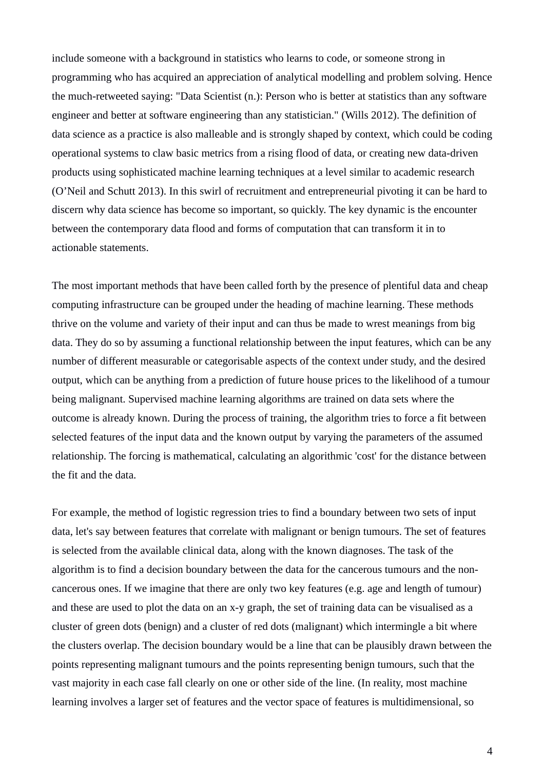include someone with a background in statistics who learns to code, or someone strong in programming who has acquired an appreciation of analytical modelling and problem solving. Hence the much-retweeted saying: "Data Scientist (n.): Person who is better at statistics than any software engineer and better at software engineering than any statistician." (Wills 2012). The definition of data science as a practice is also malleable and is strongly shaped by context, which could be coding operational systems to claw basic metrics from a rising flood of data, or creating new data-driven products using sophisticated machine learning techniques at a level similar to academic research (O'Neil and Schutt 2013). In this swirl of recruitment and entrepreneurial pivoting it can be hard to discern why data science has become so important, so quickly. The key dynamic is the encounter between the contemporary data flood and forms of computation that can transform it in to actionable statements.

The most important methods that have been called forth by the presence of plentiful data and cheap computing infrastructure can be grouped under the heading of machine learning. These methods thrive on the volume and variety of their input and can thus be made to wrest meanings from big data. They do so by assuming a functional relationship between the input features, which can be any number of different measurable or categorisable aspects of the context under study, and the desired output, which can be anything from a prediction of future house prices to the likelihood of a tumour being malignant. Supervised machine learning algorithms are trained on data sets where the outcome is already known. During the process of training, the algorithm tries to force a fit between selected features of the input data and the known output by varying the parameters of the assumed relationship. The forcing is mathematical, calculating an algorithmic 'cost' for the distance between the fit and the data.

For example, the method of logistic regression tries to find a boundary between two sets of input data, let's say between features that correlate with malignant or benign tumours. The set of features is selected from the available clinical data, along with the known diagnoses. The task of the algorithm is to find a decision boundary between the data for the cancerous tumours and the non-cancerous ones. If we imagine that there are only two key features (e.g. age and length of tumour) and these are used to plot the data on an x-y graph, the set of training data can be visualised as a cluster of green dots (benign) and a cluster of red dots (malignant) which intermingle a bit where the clusters overlap. The decision boundary would be a line that can be plausibly drawn between the points representing malignant tumours and the points representing benign tumours, such that the vast majority in each case fall clearly on one or other side of the line. (In reality, most machine learning involves a larger set of features and the vector space of features is multidimensional, so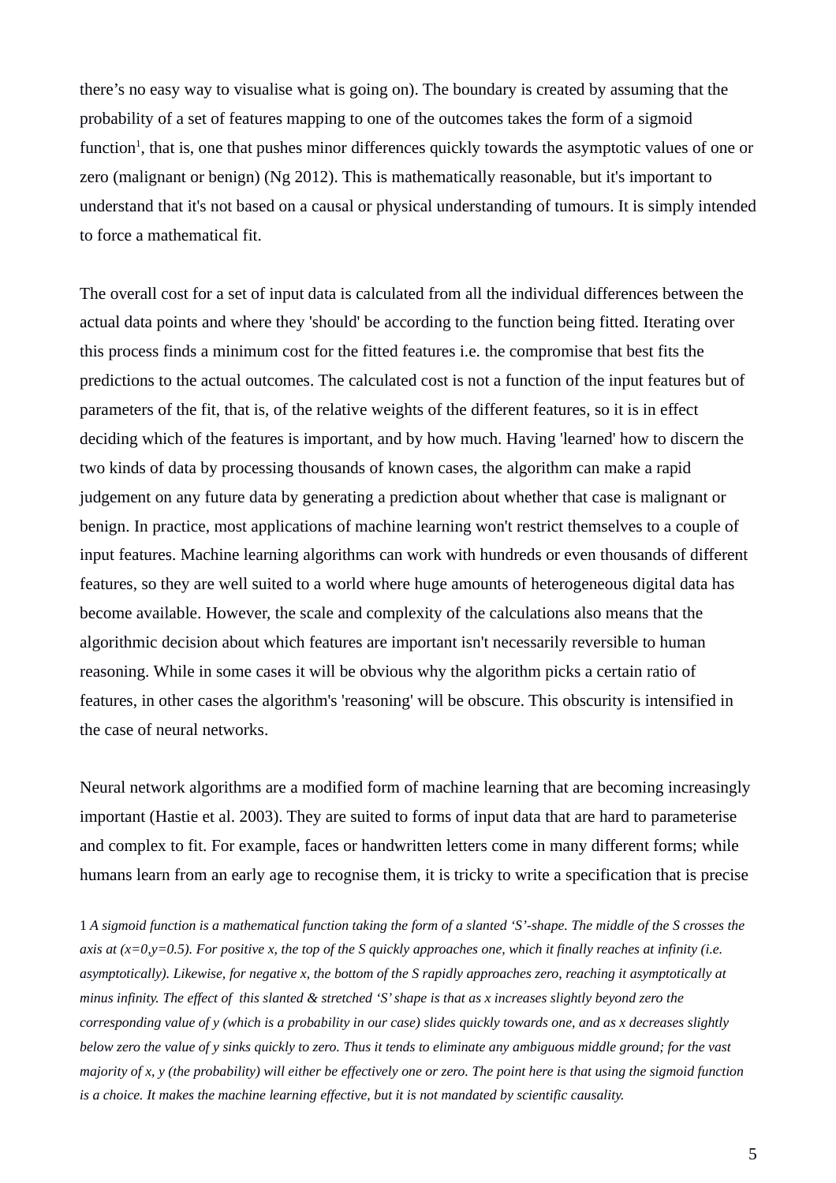there's no easy way to visualise what is going on). The boundary is created by assuming that the probability of a set of features mapping to one of the outcomes takes the form of a sigmoid function[1], that is, one that pushes minor differences quickly towards the asymptotic values of one or zero (malignant or benign) (Ng 2012). This is mathematically reasonable, but it's important to understand that it's not based on a causal or physical understanding of tumours. It is simply intended to force a mathematical fit.

The overall cost for a set of input data is calculated from all the individual differences between the actual data points and where they 'should' be according to the function being fitted. Iterating over this process finds a minimum cost for the fitted features i.e. the compromise that best fits the predictions to the actual outcomes. The calculated cost is not a function of the input features but of parameters of the fit, that is, of the relative weights of the different features, so it is in effect deciding which of the features is important, and by how much. Having 'learned' how to discern the two kinds of data by processing thousands of known cases, the algorithm can make a rapid judgement on any future data by generating a prediction about whether that case is malignant or benign. In practice, most applications of machine learning won't restrict themselves to a couple of input features. Machine learning algorithms can work with hundreds or even thousands of different features, so they are well suited to a world where huge amounts of heterogeneous digital data has become available. However, the scale and complexity of the calculations also means that the algorithmic decision about which features are important isn't necessarily reversible to human reasoning. While in some cases it will be obvious why the algorithm picks a certain ratio of features, in other cases the algorithm's 'reasoning' will be obscure. This obscurity is intensified in the case of neural networks.

Neural network algorithms are a modified form of machine learning that are becoming increasingly important (Hastie et al. 2003). They are suited to forms of input data that are hard to parameterise and complex to fit. For example, faces or handwritten letters come in many different forms; while humans learn from an early age to recognise them, it is tricky to write a specification that is precise

1 *A sigmoid function is a mathematical function taking the form of a slanted 'S'-shape. The middle of the S crosses the axis at ($x=0$,$y=0.5$). For positive x, the top of the S quickly approaches one, which it finally reaches at infinity (i.e. asymptotically). Likewise, for negative x, the bottom of the S rapidly approaches zero, reaching it asymptotically at minus infinity. The effect of this slanted & stretched 'S' shape is that as x increases slightly beyond zero the corresponding value of y (which is a probability in our case) slides quickly towards one, and as x decreases slightly below zero the value of y sinks quickly to zero. Thus it tends to eliminate any ambiguous middle ground; for the vast majority of x, y (the probability) will either be effectively one or zero. The point here is that using the sigmoid function is a choice. It makes the machine learning effective, but it is not mandated by scientific causality.*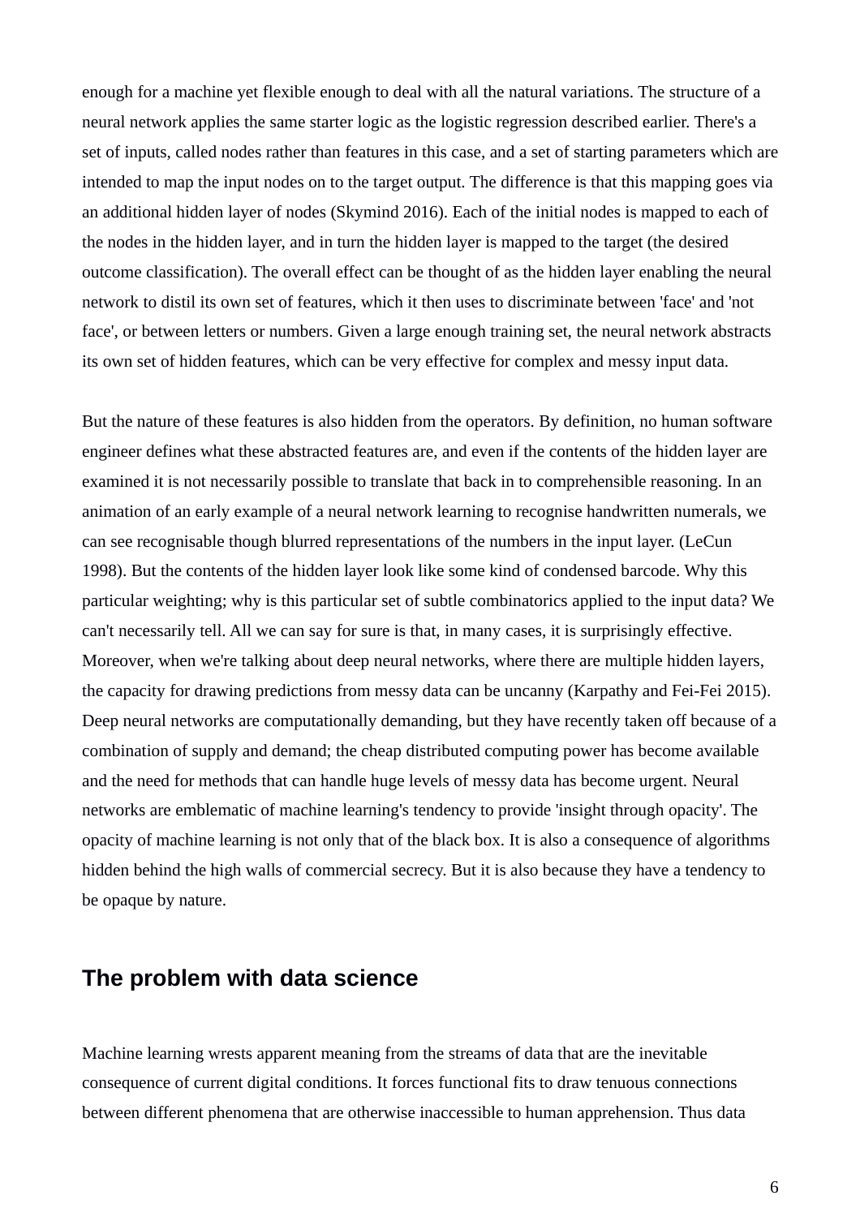enough for a machine yet flexible enough to deal with all the natural variations. The structure of a neural network applies the same starter logic as the logistic regression described earlier. There's a set of inputs, called nodes rather than features in this case, and a set of starting parameters which are intended to map the input nodes on to the target output. The difference is that this mapping goes via an additional hidden layer of nodes (Skymind 2016). Each of the initial nodes is mapped to each of the nodes in the hidden layer, and in turn the hidden layer is mapped to the target (the desired outcome classification). The overall effect can be thought of as the hidden layer enabling the neural network to distil its own set of features, which it then uses to discriminate between 'face' and 'not face', or between letters or numbers. Given a large enough training set, the neural network abstracts its own set of hidden features, which can be very effective for complex and messy input data.

But the nature of these features is also hidden from the operators. By definition, no human software engineer defines what these abstracted features are, and even if the contents of the hidden layer are examined it is not necessarily possible to translate that back in to comprehensible reasoning. In an animation of an early example of a neural network learning to recognise handwritten numerals, we can see recognisable though blurred representations of the numbers in the input layer. (LeCun 1998). But the contents of the hidden layer look like some kind of condensed barcode. Why this particular weighting; why is this particular set of subtle combinatorics applied to the input data? We can't necessarily tell. All we can say for sure is that, in many cases, it is surprisingly effective. Moreover, when we're talking about deep neural networks, where there are multiple hidden layers, the capacity for drawing predictions from messy data can be uncanny (Karpathy and Fei-Fei 2015). Deep neural networks are computationally demanding, but they have recently taken off because of a combination of supply and demand; the cheap distributed computing power has become available and the need for methods that can handle huge levels of messy data has become urgent. Neural networks are emblematic of machine learning's tendency to provide 'insight through opacity'. The opacity of machine learning is not only that of the black box. It is also a consequence of algorithms hidden behind the high walls of commercial secrecy. But it is also because they have a tendency to be opaque by nature.

## The problem with data science

Machine learning wrests apparent meaning from the streams of data that are the inevitable consequence of current digital conditions. It forces functional fits to draw tenuous connections between different phenomena that are otherwise inaccessible to human apprehension. Thus data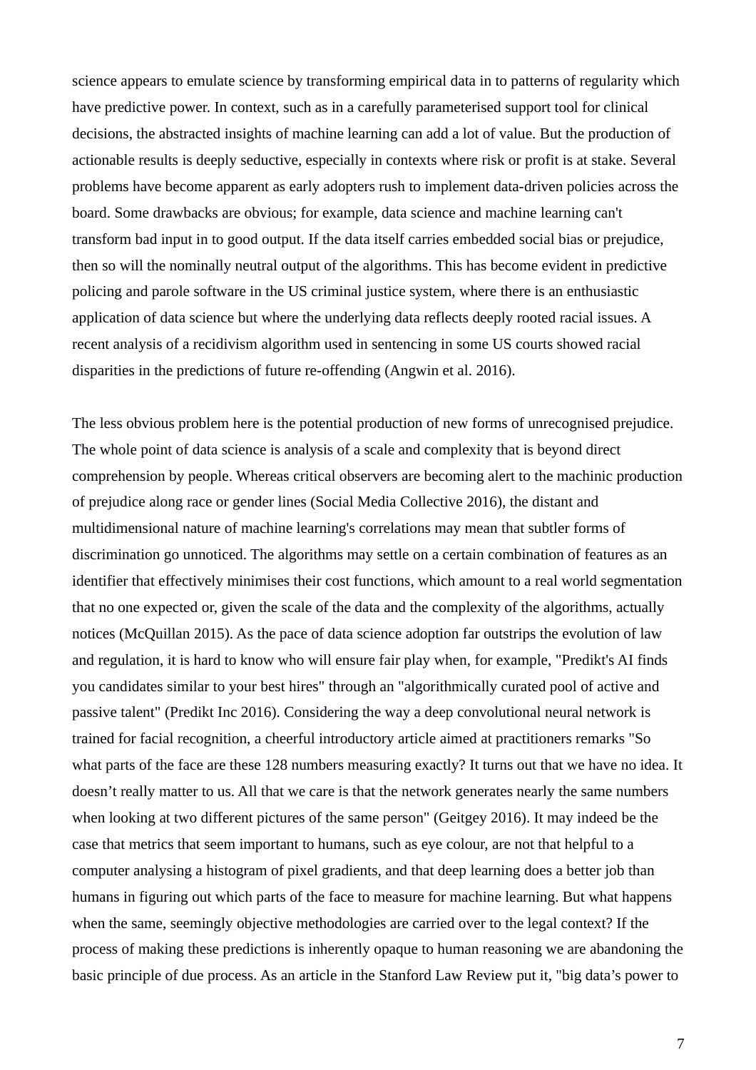science appears to emulate science by transforming empirical data in to patterns of regularity which have predictive power. In context, such as in a carefully parameterised support tool for clinical decisions, the abstracted insights of machine learning can add a lot of value. But the production of actionable results is deeply seductive, especially in contexts where risk or profit is at stake. Several problems have become apparent as early adopters rush to implement data-driven policies across the board. Some drawbacks are obvious; for example, data science and machine learning can't transform bad input in to good output. If the data itself carries embedded social bias or prejudice, then so will the nominally neutral output of the algorithms. This has become evident in predictive policing and parole software in the US criminal justice system, where there is an enthusiastic application of data science but where the underlying data reflects deeply rooted racial issues. A recent analysis of a recidivism algorithm used in sentencing in some US courts showed racial disparities in the predictions of future re-offending (Angwin et al. 2016).

The less obvious problem here is the potential production of new forms of unrecognised prejudice. The whole point of data science is analysis of a scale and complexity that is beyond direct comprehension by people. Whereas critical observers are becoming alert to the machinic production of prejudice along race or gender lines (Social Media Collective 2016), the distant and multidimensional nature of machine learning's correlations may mean that subtler forms of discrimination go unnoticed. The algorithms may settle on a certain combination of features as an identifier that effectively minimises their cost functions, which amount to a real world segmentation that no one expected or, given the scale of the data and the complexity of the algorithms, actually notices (McQuillan 2015). As the pace of data science adoption far outstrips the evolution of law and regulation, it is hard to know who will ensure fair play when, for example, "Predikt's AI finds you candidates similar to your best hires" through an "algorithmically curated pool of active and passive talent" (Predikt Inc 2016). Considering the way a deep convolutional neural network is trained for facial recognition, a cheerful introductory article aimed at practitioners remarks "So what parts of the face are these 128 numbers measuring exactly? It turns out that we have no idea. It doesn't really matter to us. All that we care is that the network generates nearly the same numbers when looking at two different pictures of the same person" (Geitgey 2016). It may indeed be the case that metrics that seem important to humans, such as eye colour, are not that helpful to a computer analysing a histogram of pixel gradients, and that deep learning does a better job than humans in figuring out which parts of the face to measure for machine learning. But what happens when the same, seemingly objective methodologies are carried over to the legal context? If the process of making these predictions is inherently opaque to human reasoning we are abandoning the basic principle of due process. As an article in the Stanford Law Review put it, "big data's power to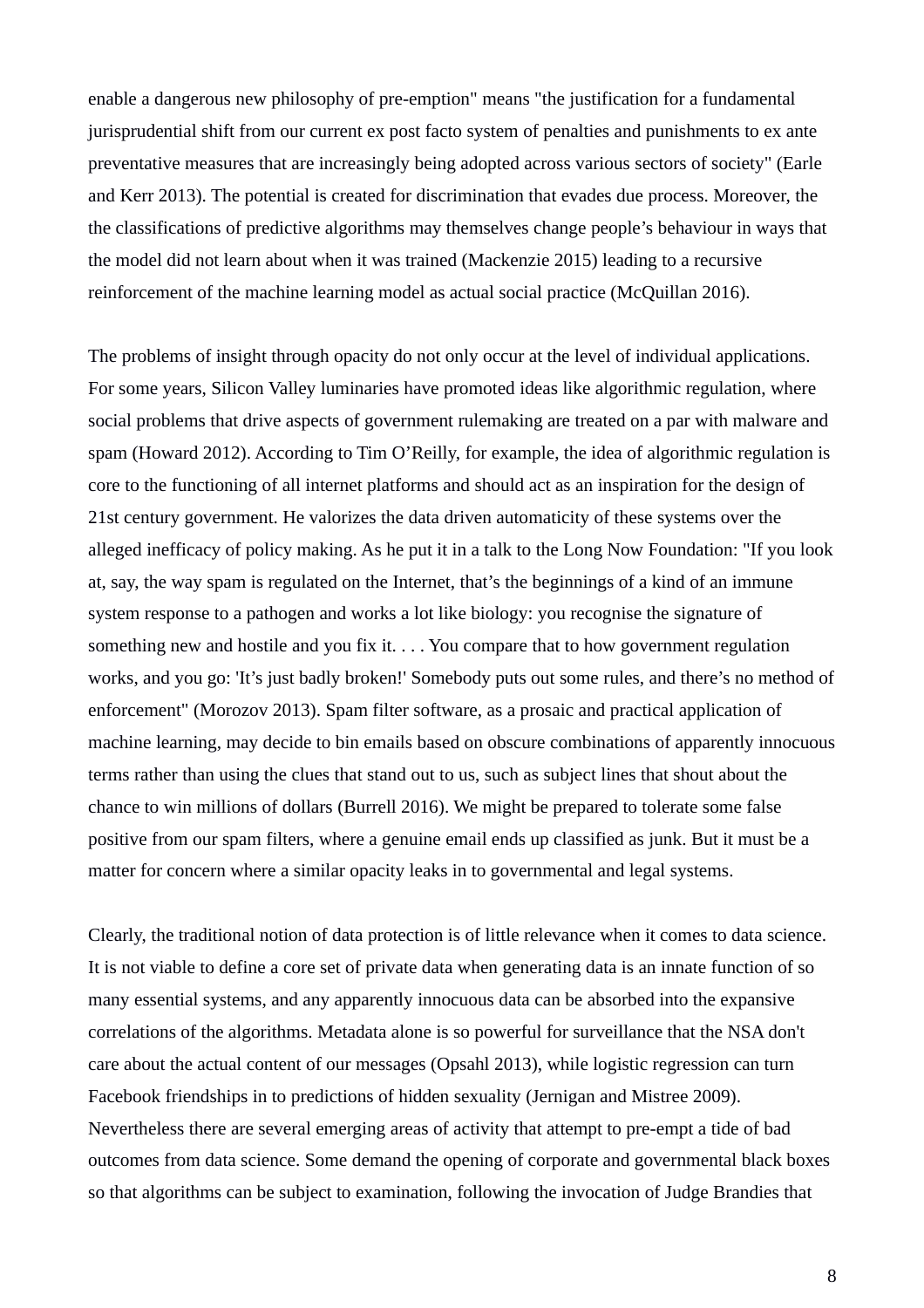enable a dangerous new philosophy of pre-emption" means "the justification for a fundamental jurisprudential shift from our current ex post facto system of penalties and punishments to ex ante preventative measures that are increasingly being adopted across various sectors of society" (Earle and Kerr 2013). The potential is created for discrimination that evades due process. Moreover, the the classifications of predictive algorithms may themselves change people's behaviour in ways that the model did not learn about when it was trained (Mackenzie 2015) leading to a recursive reinforcement of the machine learning model as actual social practice (McQuillan 2016).

The problems of insight through opacity do not only occur at the level of individual applications. For some years, Silicon Valley luminaries have promoted ideas like algorithmic regulation, where social problems that drive aspects of government rulemaking are treated on a par with malware and spam (Howard 2012). According to Tim O'Reilly, for example, the idea of algorithmic regulation is core to the functioning of all internet platforms and should act as an inspiration for the design of 21st century government. He valorizes the data driven automaticity of these systems over the alleged inefficacy of policy making. As he put it in a talk to the Long Now Foundation: "If you look at, say, the way spam is regulated on the Internet, that's the beginnings of a kind of an immune system response to a pathogen and works a lot like biology: you recognise the signature of something new and hostile and you fix it. . . . You compare that to how government regulation works, and you go: 'It's just badly broken!' Somebody puts out some rules, and there's no method of enforcement" (Morozov 2013). Spam filter software, as a prosaic and practical application of machine learning, may decide to bin emails based on obscure combinations of apparently innocuous terms rather than using the clues that stand out to us, such as subject lines that shout about the chance to win millions of dollars (Burrell 2016). We might be prepared to tolerate some false positive from our spam filters, where a genuine email ends up classified as junk. But it must be a matter for concern where a similar opacity leaks in to governmental and legal systems.

Clearly, the traditional notion of data protection is of little relevance when it comes to data science. It is not viable to define a core set of private data when generating data is an innate function of so many essential systems, and any apparently innocuous data can be absorbed into the expansive correlations of the algorithms. Metadata alone is so powerful for surveillance that the NSA don't care about the actual content of our messages (Opsahl 2013), while logistic regression can turn Facebook friendships in to predictions of hidden sexuality (Jernigan and Mistree 2009). Nevertheless there are several emerging areas of activity that attempt to pre-empt a tide of bad outcomes from data science. Some demand the opening of corporate and governmental black boxes so that algorithms can be subject to examination, following the invocation of Judge Brandies that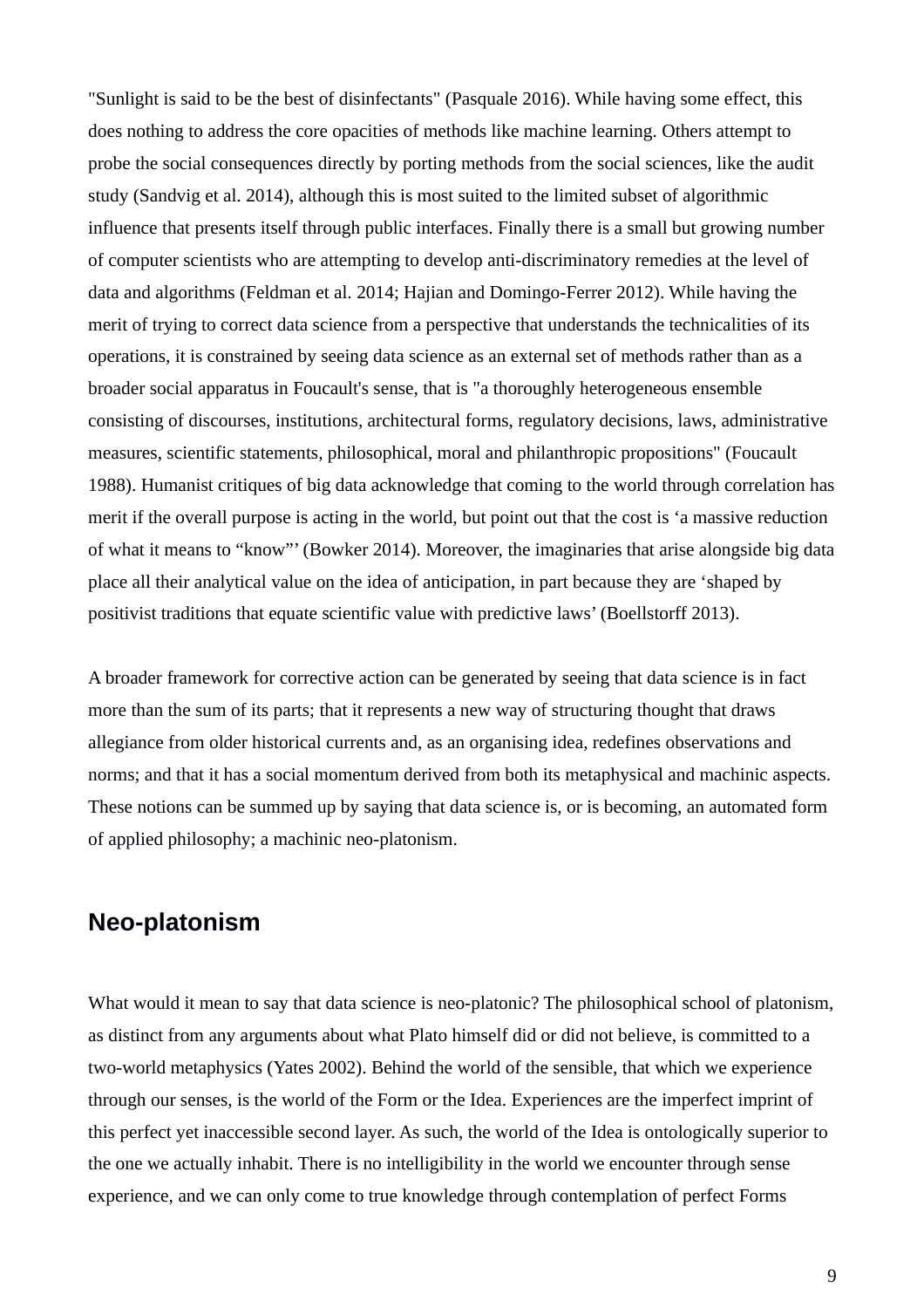"Sunlight is said to be the best of disinfectants" (Pasquale 2016). While having some effect, this does nothing to address the core opacities of methods like machine learning. Others attempt to probe the social consequences directly by porting methods from the social sciences, like the audit study (Sandvig et al. 2014), although this is most suited to the limited subset of algorithmic influence that presents itself through public interfaces. Finally there is a small but growing number of computer scientists who are attempting to develop anti-discriminatory remedies at the level of data and algorithms (Feldman et al. 2014; Hajian and Domingo-Ferrer 2012). While having the merit of trying to correct data science from a perspective that understands the technicalities of its operations, it is constrained by seeing data science as an external set of methods rather than as a broader social apparatus in Foucault's sense, that is "a thoroughly heterogeneous ensemble consisting of discourses, institutions, architectural forms, regulatory decisions, laws, administrative measures, scientific statements, philosophical, moral and philanthropic propositions" (Foucault 1988). Humanist critiques of big data acknowledge that coming to the world through correlation has merit if the overall purpose is acting in the world, but point out that the cost is ‘a massive reduction of what it means to “know”’ (Bowker 2014). Moreover, the imaginaries that arise alongside big data place all their analytical value on the idea of anticipation, in part because they are ‘shaped by positivist traditions that equate scientific value with predictive laws’ (Boellstorff 2013).

A broader framework for corrective action can be generated by seeing that data science is in fact more than the sum of its parts; that it represents a new way of structuring thought that draws allegiance from older historical currents and, as an organising idea, redefines observations and norms; and that it has a social momentum derived from both its metaphysical and machinic aspects. These notions can be summed up by saying that data science is, or is becoming, an automated form of applied philosophy; a machinic neo-platonism.

## Neo-platonism

What would it mean to say that data science is neo-platonic? The philosophical school of platonism, as distinct from any arguments about what Plato himself did or did not believe, is committed to a two-world metaphysics (Yates 2002). Behind the world of the sensible, that which we experience through our senses, is the world of the Form or the Idea. Experiences are the imperfect imprint of this perfect yet inaccessible second layer. As such, the world of the Idea is ontologically superior to the one we actually inhabit. There is no intelligibility in the world we encounter through sense experience, and we can only come to true knowledge through contemplation of perfect Forms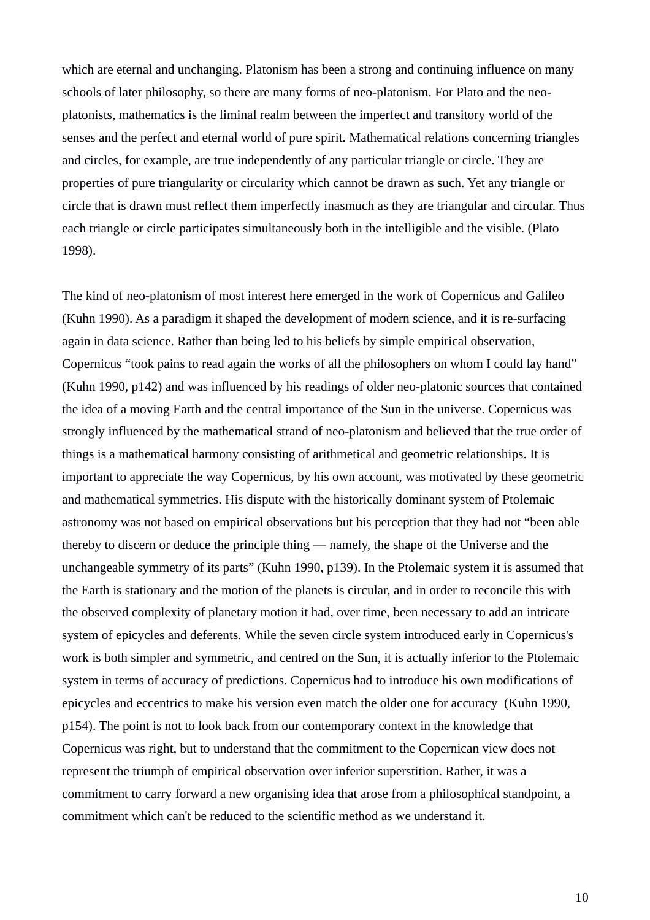which are eternal and unchanging. Platonism has been a strong and continuing influence on many schools of later philosophy, so there are many forms of neo-platonism. For Plato and the neo-platonists, mathematics is the liminal realm between the imperfect and transitory world of the senses and the perfect and eternal world of pure spirit. Mathematical relations concerning triangles and circles, for example, are true independently of any particular triangle or circle. They are properties of pure triangularity or circularity which cannot be drawn as such. Yet any triangle or circle that is drawn must reflect them imperfectly inasmuch as they are triangular and circular. Thus each triangle or circle participates simultaneously both in the intelligible and the visible. (Plato 1998).

The kind of neo-platonism of most interest here emerged in the work of Copernicus and Galileo (Kuhn 1990). As a paradigm it shaped the development of modern science, and it is re-surfacing again in data science. Rather than being led to his beliefs by simple empirical observation, Copernicus "took pains to read again the works of all the philosophers on whom I could lay hand" (Kuhn 1990, p142) and was influenced by his readings of older neo-platonic sources that contained the idea of a moving Earth and the central importance of the Sun in the universe. Copernicus was strongly influenced by the mathematical strand of neo-platonism and believed that the true order of things is a mathematical harmony consisting of arithmetical and geometric relationships. It is important to appreciate the way Copernicus, by his own account, was motivated by these geometric and mathematical symmetries. His dispute with the historically dominant system of Ptolemaic astronomy was not based on empirical observations but his perception that they had not "been able thereby to discern or deduce the principle thing — namely, the shape of the Universe and the unchangeable symmetry of its parts" (Kuhn 1990, p139). In the Ptolemaic system it is assumed that the Earth is stationary and the motion of the planets is circular, and in order to reconcile this with the observed complexity of planetary motion it had, over time, been necessary to add an intricate system of epicycles and deferents. While the seven circle system introduced early in Copernicus's work is both simpler and symmetric, and centred on the Sun, it is actually inferior to the Ptolemaic system in terms of accuracy of predictions. Copernicus had to introduce his own modifications of epicycles and eccentrics to make his version even match the older one for accuracy (Kuhn 1990, p154). The point is not to look back from our contemporary context in the knowledge that Copernicus was right, but to understand that the commitment to the Copernican view does not represent the triumph of empirical observation over inferior superstition. Rather, it was a commitment to carry forward a new organising idea that arose from a philosophical standpoint, a commitment which can't be reduced to the scientific method as we understand it.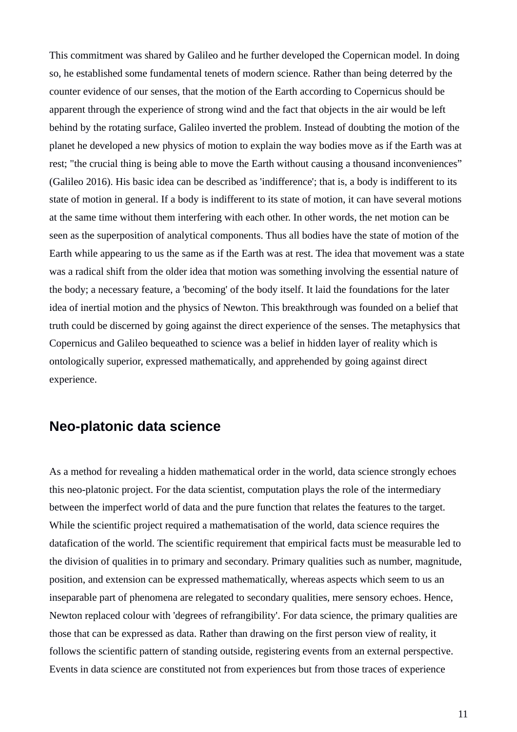This commitment was shared by Galileo and he further developed the Copernican model. In doing so, he established some fundamental tenets of modern science. Rather than being deterred by the counter evidence of our senses, that the motion of the Earth according to Copernicus should be apparent through the experience of strong wind and the fact that objects in the air would be left behind by the rotating surface, Galileo inverted the problem. Instead of doubting the motion of the planet he developed a new physics of motion to explain the way bodies move as if the Earth was at rest; "the crucial thing is being able to move the Earth without causing a thousand inconveniences" (Galileo 2016). His basic idea can be described as 'indifference'; that is, a body is indifferent to its state of motion in general. If a body is indifferent to its state of motion, it can have several motions at the same time without them interfering with each other. In other words, the net motion can be seen as the superposition of analytical components. Thus all bodies have the state of motion of the Earth while appearing to us the same as if the Earth was at rest. The idea that movement was a state was a radical shift from the older idea that motion was something involving the essential nature of the body; a necessary feature, a 'becoming' of the body itself. It laid the foundations for the later idea of inertial motion and the physics of Newton. This breakthrough was founded on a belief that truth could be discerned by going against the direct experience of the senses. The metaphysics that Copernicus and Galileo bequeathed to science was a belief in hidden layer of reality which is ontologically superior, expressed mathematically, and apprehended by going against direct experience.

## Neo-platonic data science

As a method for revealing a hidden mathematical order in the world, data science strongly echoes this neo-platonic project. For the data scientist, computation plays the role of the intermediary between the imperfect world of data and the pure function that relates the features to the target. While the scientific project required a mathematisation of the world, data science requires the datafication of the world. The scientific requirement that empirical facts must be measurable led to the division of qualities in to primary and secondary. Primary qualities such as number, magnitude, position, and extension can be expressed mathematically, whereas aspects which seem to us an inseparable part of phenomena are relegated to secondary qualities, mere sensory echoes. Hence, Newton replaced colour with 'degrees of refrangibility'. For data science, the primary qualities are those that can be expressed as data. Rather than drawing on the first person view of reality, it follows the scientific pattern of standing outside, registering events from an external perspective. Events in data science are constituted not from experiences but from those traces of experience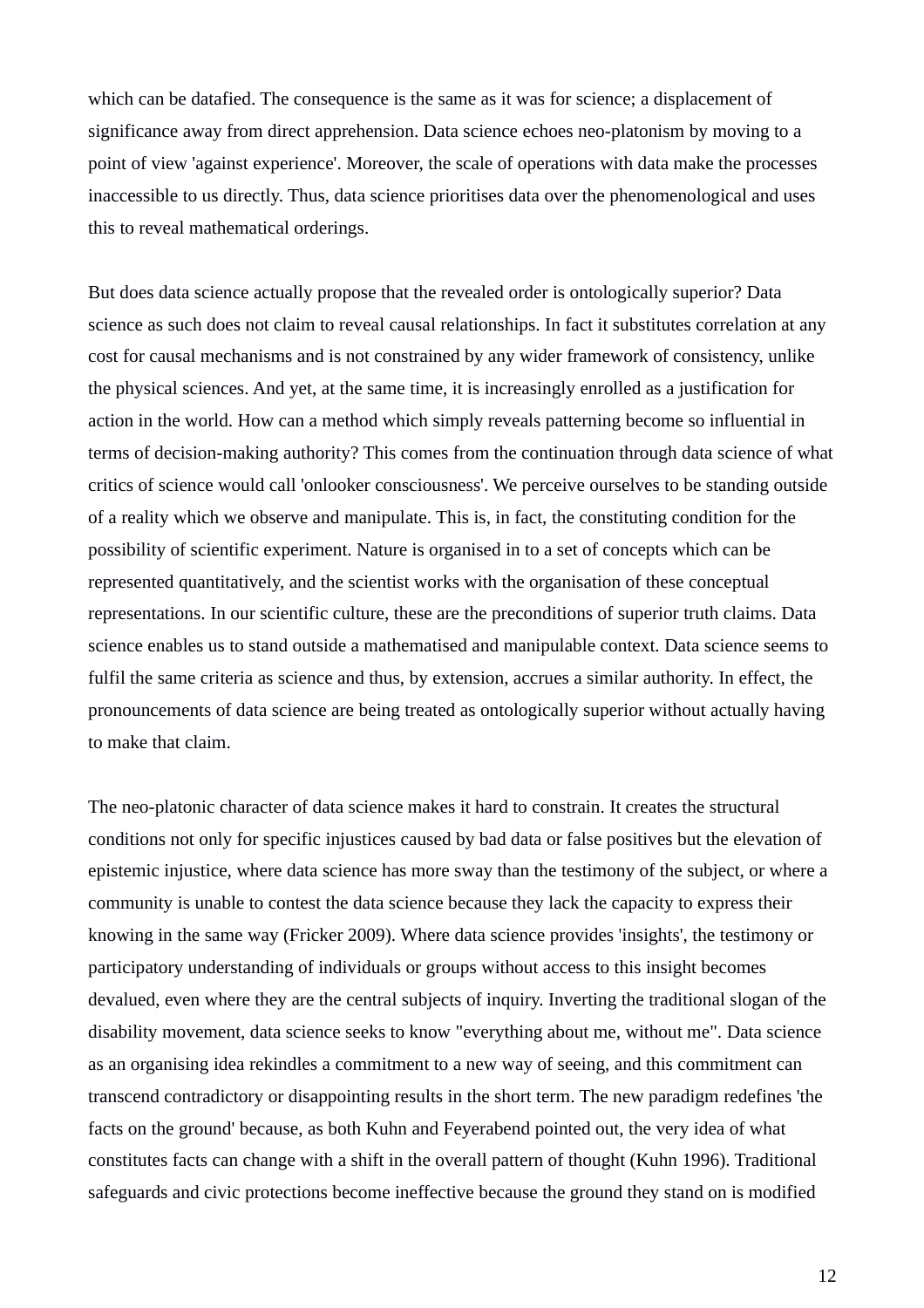which can be datafied. The consequence is the same as it was for science; a displacement of significance away from direct apprehension. Data science echoes neo-platonism by moving to a point of view 'against experience'. Moreover, the scale of operations with data make the processes inaccessible to us directly. Thus, data science prioritises data over the phenomenological and uses this to reveal mathematical orderings.

But does data science actually propose that the revealed order is ontologically superior? Data science as such does not claim to reveal causal relationships. In fact it substitutes correlation at any cost for causal mechanisms and is not constrained by any wider framework of consistency, unlike the physical sciences. And yet, at the same time, it is increasingly enrolled as a justification for action in the world. How can a method which simply reveals patterning become so influential in terms of decision-making authority? This comes from the continuation through data science of what critics of science would call 'onlooker consciousness'. We perceive ourselves to be standing outside of a reality which we observe and manipulate. This is, in fact, the constituting condition for the possibility of scientific experiment. Nature is organised in to a set of concepts which can be represented quantitatively, and the scientist works with the organisation of these conceptual representations. In our scientific culture, these are the preconditions of superior truth claims. Data science enables us to stand outside a mathematised and manipulable context. Data science seems to fulfil the same criteria as science and thus, by extension, accrues a similar authority. In effect, the pronouncements of data science are being treated as ontologically superior without actually having to make that claim.

The neo-platonic character of data science makes it hard to constrain. It creates the structural conditions not only for specific injustices caused by bad data or false positives but the elevation of epistemic injustice, where data science has more sway than the testimony of the subject, or where a community is unable to contest the data science because they lack the capacity to express their knowing in the same way (Fricker 2009). Where data science provides 'insights', the testimony or participatory understanding of individuals or groups without access to this insight becomes devalued, even where they are the central subjects of inquiry. Inverting the traditional slogan of the disability movement, data science seeks to know "everything about me, without me". Data science as an organising idea rekindles a commitment to a new way of seeing, and this commitment can transcend contradictory or disappointing results in the short term. The new paradigm redefines 'the facts on the ground' because, as both Kuhn and Feyerabend pointed out, the very idea of what constitutes facts can change with a shift in the overall pattern of thought (Kuhn 1996). Traditional safeguards and civic protections become ineffective because the ground they stand on is modified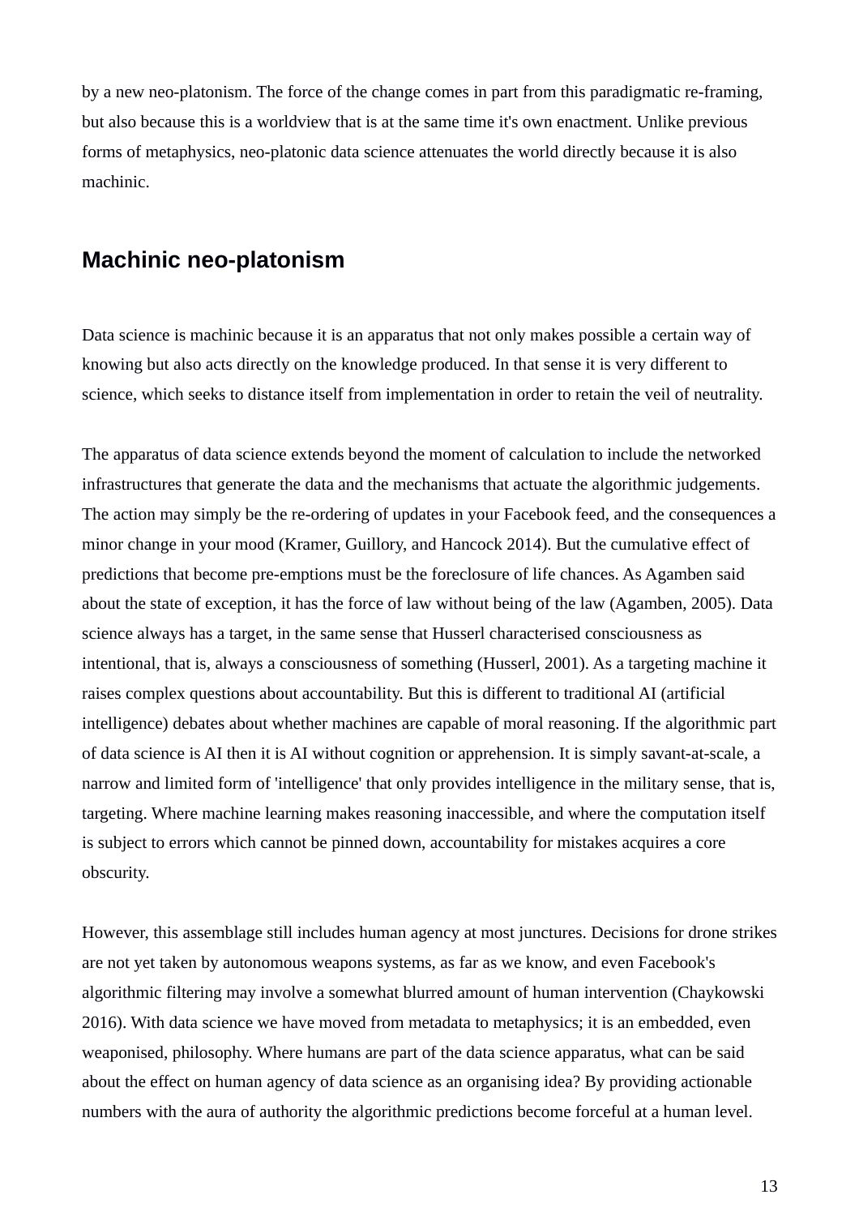by a new neo-platonism. The force of the change comes in part from this paradigmatic re-framing, but also because this is a worldview that is at the same time it's own enactment. Unlike previous forms of metaphysics, neo-platonic data science attenuates the world directly because it is also machinic.

## Machinic neo-platonism

Data science is machinic because it is an apparatus that not only makes possible a certain way of knowing but also acts directly on the knowledge produced. In that sense it is very different to science, which seeks to distance itself from implementation in order to retain the veil of neutrality.

The apparatus of data science extends beyond the moment of calculation to include the networked infrastructures that generate the data and the mechanisms that actuate the algorithmic judgements. The action may simply be the re-ordering of updates in your Facebook feed, and the consequences a minor change in your mood (Kramer, Guillory, and Hancock 2014). But the cumulative effect of predictions that become pre-emptions must be the foreclosure of life chances. As Agamben said about the state of exception, it has the force of law without being of the law (Agamben, 2005). Data science always has a target, in the same sense that Husserl characterised consciousness as intentional, that is, always a consciousness of something (Husserl, 2001). As a targeting machine it raises complex questions about accountability. But this is different to traditional AI (artificial intelligence) debates about whether machines are capable of moral reasoning. If the algorithmic part of data science is AI then it is AI without cognition or apprehension. It is simply savant-at-scale, a narrow and limited form of 'intelligence' that only provides intelligence in the military sense, that is, targeting. Where machine learning makes reasoning inaccessible, and where the computation itself is subject to errors which cannot be pinned down, accountability for mistakes acquires a core obscurity.

However, this assemblage still includes human agency at most junctures. Decisions for drone strikes are not yet taken by autonomous weapons systems, as far as we know, and even Facebook's algorithmic filtering may involve a somewhat blurred amount of human intervention (Chaykowski 2016). With data science we have moved from metadata to metaphysics; it is an embedded, even weaponised, philosophy. Where humans are part of the data science apparatus, what can be said about the effect on human agency of data science as an organising idea? By providing actionable numbers with the aura of authority the algorithmic predictions become forceful at a human level.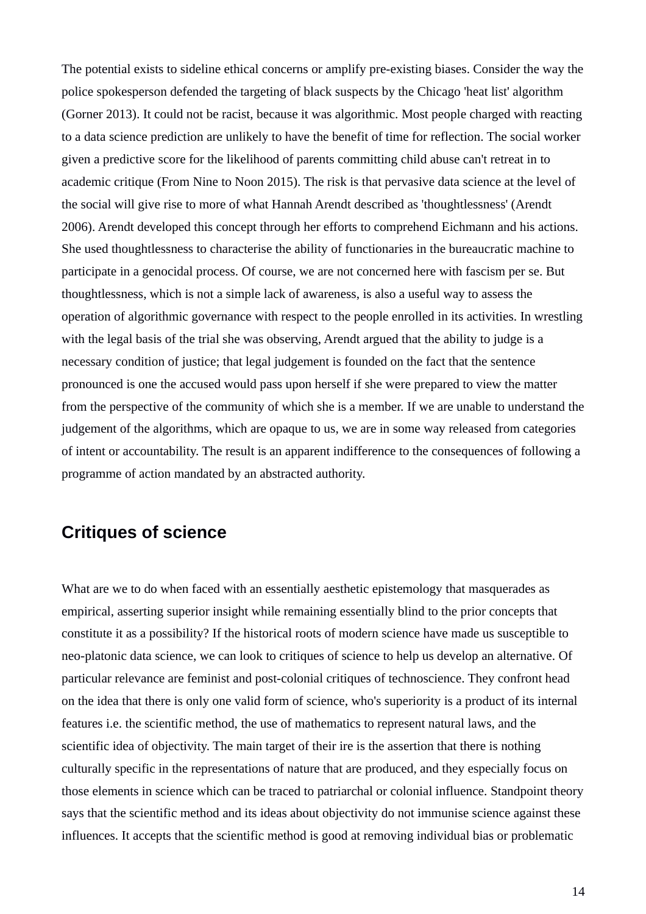The potential exists to sideline ethical concerns or amplify pre-existing biases. Consider the way the police spokesperson defended the targeting of black suspects by the Chicago 'heat list' algorithm (Gorner 2013). It could not be racist, because it was algorithmic. Most people charged with reacting to a data science prediction are unlikely to have the benefit of time for reflection. The social worker given a predictive score for the likelihood of parents committing child abuse can't retreat in to academic critique (From Nine to Noon 2015). The risk is that pervasive data science at the level of the social will give rise to more of what Hannah Arendt described as 'thoughtlessness' (Arendt 2006). Arendt developed this concept through her efforts to comprehend Eichmann and his actions. She used thoughtlessness to characterise the ability of functionaries in the bureaucratic machine to participate in a genocidal process. Of course, we are not concerned here with fascism per se. But thoughtlessness, which is not a simple lack of awareness, is also a useful way to assess the operation of algorithmic governance with respect to the people enrolled in its activities. In wrestling with the legal basis of the trial she was observing, Arendt argued that the ability to judge is a necessary condition of justice; that legal judgement is founded on the fact that the sentence pronounced is one the accused would pass upon herself if she were prepared to view the matter from the perspective of the community of which she is a member. If we are unable to understand the judgement of the algorithms, which are opaque to us, we are in some way released from categories of intent or accountability. The result is an apparent indifference to the consequences of following a programme of action mandated by an abstracted authority.

## Critiques of science

What are we to do when faced with an essentially aesthetic epistemology that masquerades as empirical, asserting superior insight while remaining essentially blind to the prior concepts that constitute it as a possibility? If the historical roots of modern science have made us susceptible to neo-platonic data science, we can look to critiques of science to help us develop an alternative. Of particular relevance are feminist and post-colonial critiques of technoscience. They confront head on the idea that there is only one valid form of science, who's superiority is a product of its internal features i.e. the scientific method, the use of mathematics to represent natural laws, and the scientific idea of objectivity. The main target of their ire is the assertion that there is nothing culturally specific in the representations of nature that are produced, and they especially focus on those elements in science which can be traced to patriarchal or colonial influence. Standpoint theory says that the scientific method and its ideas about objectivity do not immunise science against these influences. It accepts that the scientific method is good at removing individual bias or problematic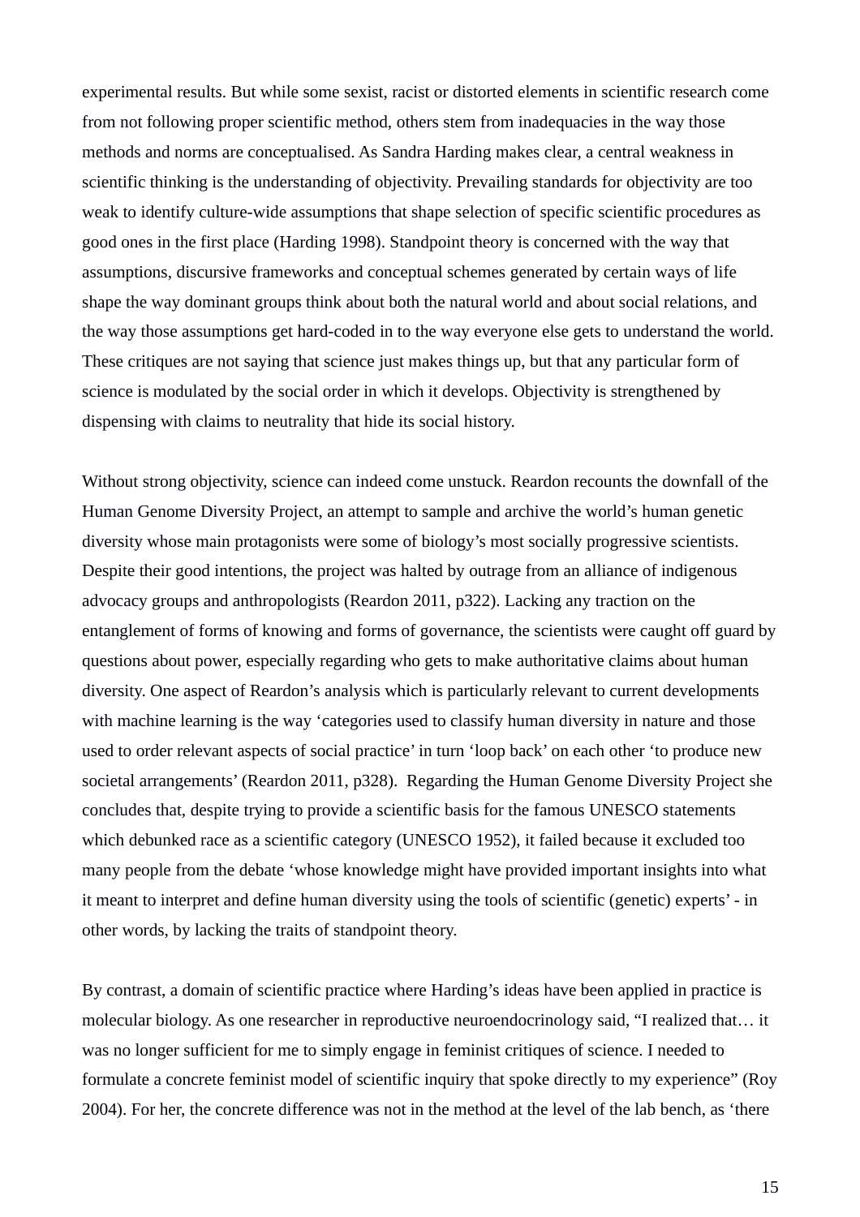experimental results. But while some sexist, racist or distorted elements in scientific research come from not following proper scientific method, others stem from inadequacies in the way those methods and norms are conceptualised. As Sandra Harding makes clear, a central weakness in scientific thinking is the understanding of objectivity. Prevailing standards for objectivity are too weak to identify culture-wide assumptions that shape selection of specific scientific procedures as good ones in the first place (Harding 1998). Standpoint theory is concerned with the way that assumptions, discursive frameworks and conceptual schemes generated by certain ways of life shape the way dominant groups think about both the natural world and about social relations, and the way those assumptions get hard-coded in to the way everyone else gets to understand the world. These critiques are not saying that science just makes things up, but that any particular form of science is modulated by the social order in which it develops. Objectivity is strengthened by dispensing with claims to neutrality that hide its social history.

Without strong objectivity, science can indeed come unstuck. Reardon recounts the downfall of the Human Genome Diversity Project, an attempt to sample and archive the world's human genetic diversity whose main protagonists were some of biology's most socially progressive scientists. Despite their good intentions, the project was halted by outrage from an alliance of indigenous advocacy groups and anthropologists (Reardon 2011, p322). Lacking any traction on the entanglement of forms of knowing and forms of governance, the scientists were caught off guard by questions about power, especially regarding who gets to make authoritative claims about human diversity. One aspect of Reardon's analysis which is particularly relevant to current developments with machine learning is the way 'categories used to classify human diversity in nature and those used to order relevant aspects of social practice' in turn 'loop back' on each other 'to produce new societal arrangements' (Reardon 2011, p328). Regarding the Human Genome Diversity Project she concludes that, despite trying to provide a scientific basis for the famous UNESCO statements which debunked race as a scientific category (UNESCO 1952), it failed because it excluded too many people from the debate 'whose knowledge might have provided important insights into what it meant to interpret and define human diversity using the tools of scientific (genetic) experts' - in other words, by lacking the traits of standpoint theory.

By contrast, a domain of scientific practice where Harding's ideas have been applied in practice is molecular biology. As one researcher in reproductive neuroendocrinology said, "I realized that… it was no longer sufficient for me to simply engage in feminist critiques of science. I needed to formulate a concrete feminist model of scientific inquiry that spoke directly to my experience" (Roy 2004). For her, the concrete difference was not in the method at the level of the lab bench, as 'there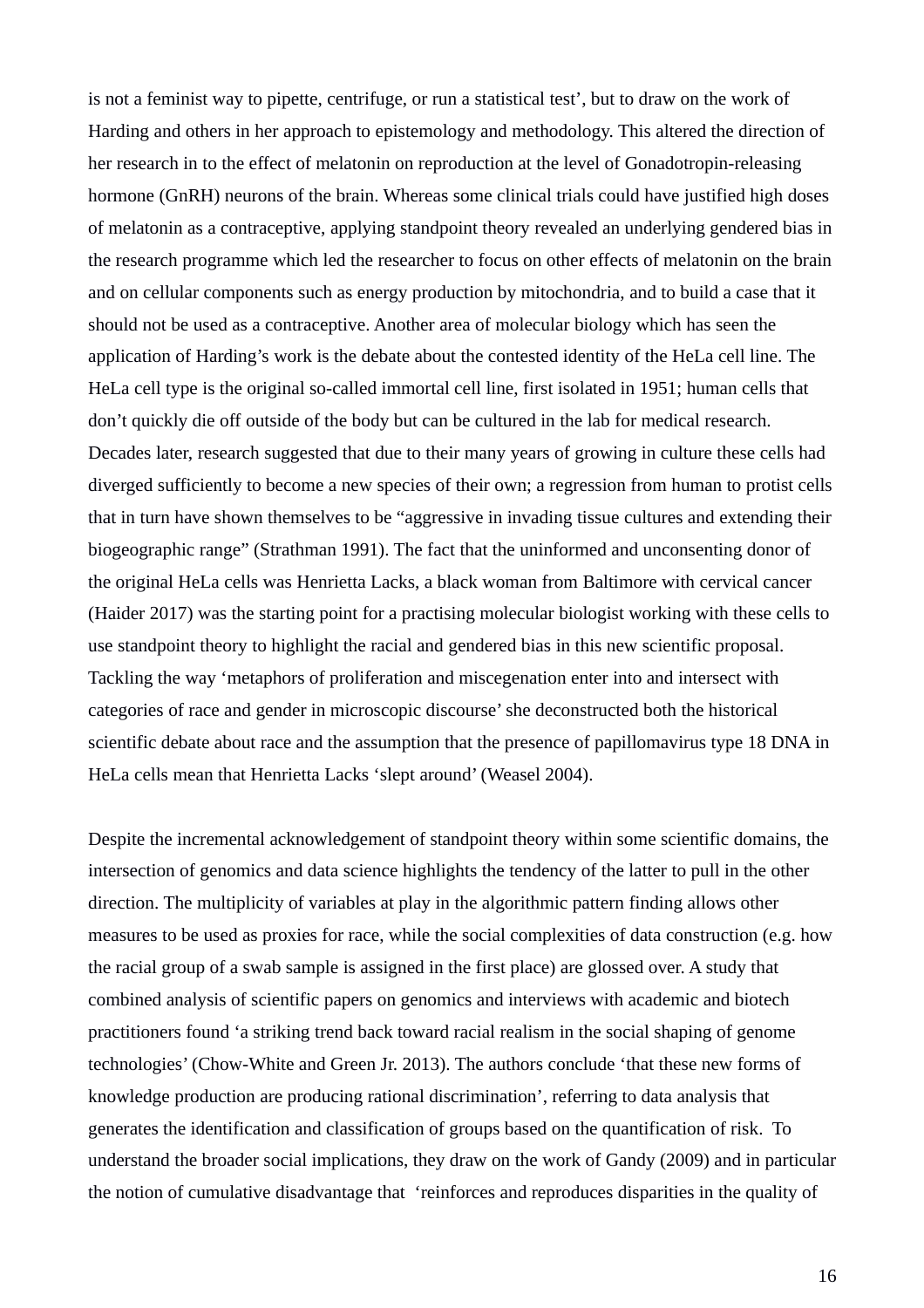is not a feminist way to pipette, centrifuge, or run a statistical test', but to draw on the work of Harding and others in her approach to epistemology and methodology. This altered the direction of her research in to the effect of melatonin on reproduction at the level of Gonadotropin-releasing hormone (GnRH) neurons of the brain. Whereas some clinical trials could have justified high doses of melatonin as a contraceptive, applying standpoint theory revealed an underlying gendered bias in the research programme which led the researcher to focus on other effects of melatonin on the brain and on cellular components such as energy production by mitochondria, and to build a case that it should not be used as a contraceptive. Another area of molecular biology which has seen the application of Harding's work is the debate about the contested identity of the HeLa cell line. The HeLa cell type is the original so-called immortal cell line, first isolated in 1951; human cells that don't quickly die off outside of the body but can be cultured in the lab for medical research. Decades later, research suggested that due to their many years of growing in culture these cells had diverged sufficiently to become a new species of their own; a regression from human to protist cells that in turn have shown themselves to be "aggressive in invading tissue cultures and extending their biogeographic range" (Strathman 1991). The fact that the uninformed and unconsenting donor of the original HeLa cells was Henrietta Lacks, a black woman from Baltimore with cervical cancer (Haider 2017) was the starting point for a practising molecular biologist working with these cells to use standpoint theory to highlight the racial and gendered bias in this new scientific proposal. Tackling the way 'metaphors of proliferation and miscegenation enter into and intersect with categories of race and gender in microscopic discourse' she deconstructed both the historical scientific debate about race and the assumption that the presence of papillomavirus type 18 DNA in HeLa cells mean that Henrietta Lacks 'slept around' (Weasel 2004).

Despite the incremental acknowledgement of standpoint theory within some scientific domains, the intersection of genomics and data science highlights the tendency of the latter to pull in the other direction. The multiplicity of variables at play in the algorithmic pattern finding allows other measures to be used as proxies for race, while the social complexities of data construction (e.g. how the racial group of a swab sample is assigned in the first place) are glossed over. A study that combined analysis of scientific papers on genomics and interviews with academic and biotech practitioners found 'a striking trend back toward racial realism in the social shaping of genome technologies' (Chow-White and Green Jr. 2013). The authors conclude 'that these new forms of knowledge production are producing rational discrimination', referring to data analysis that generates the identification and classification of groups based on the quantification of risk. To understand the broader social implications, they draw on the work of Gandy (2009) and in particular the notion of cumulative disadvantage that 'reinforces and reproduces disparities in the quality of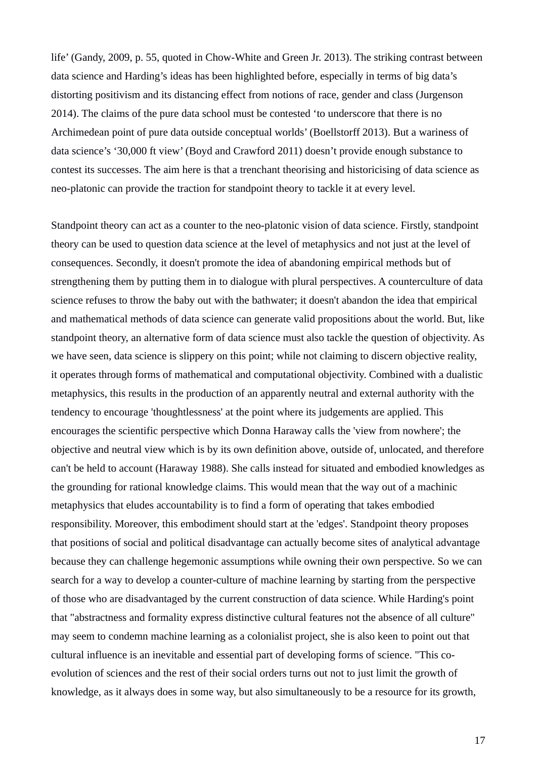life' (Gandy, 2009, p. 55, quoted in Chow-White and Green Jr. 2013). The striking contrast between data science and Harding's ideas has been highlighted before, especially in terms of big data's distorting positivism and its distancing effect from notions of race, gender and class (Jurgenson 2014). The claims of the pure data school must be contested 'to underscore that there is no Archimedean point of pure data outside conceptual worlds' (Boellstorff 2013). But a wariness of data science's '30,000 ft view' (Boyd and Crawford 2011) doesn't provide enough substance to contest its successes. The aim here is that a trenchant theorising and historicising of data science as neo-platonic can provide the traction for standpoint theory to tackle it at every level.

Standpoint theory can act as a counter to the neo-platonic vision of data science. Firstly, standpoint theory can be used to question data science at the level of metaphysics and not just at the level of consequences. Secondly, it doesn't promote the idea of abandoning empirical methods but of strengthening them by putting them in to dialogue with plural perspectives. A counterculture of data science refuses to throw the baby out with the bathwater; it doesn't abandon the idea that empirical and mathematical methods of data science can generate valid propositions about the world. But, like standpoint theory, an alternative form of data science must also tackle the question of objectivity. As we have seen, data science is slippery on this point; while not claiming to discern objective reality, it operates through forms of mathematical and computational objectivity. Combined with a dualistic metaphysics, this results in the production of an apparently neutral and external authority with the tendency to encourage 'thoughtlessness' at the point where its judgements are applied. This encourages the scientific perspective which Donna Haraway calls the 'view from nowhere'; the objective and neutral view which is by its own definition above, outside of, unlocated, and therefore can't be held to account (Haraway 1988). She calls instead for situated and embodied knowledges as the grounding for rational knowledge claims. This would mean that the way out of a machinic metaphysics that eludes accountability is to find a form of operating that takes embodied responsibility. Moreover, this embodiment should start at the 'edges'. Standpoint theory proposes that positions of social and political disadvantage can actually become sites of analytical advantage because they can challenge hegemonic assumptions while owning their own perspective. So we can search for a way to develop a counter-culture of machine learning by starting from the perspective of those who are disadvantaged by the current construction of data science. While Harding's point that "abstractness and formality express distinctive cultural features not the absence of all culture" may seem to condemn machine learning as a colonialist project, she is also keen to point out that cultural influence is an inevitable and essential part of developing forms of science. "This co-evolution of sciences and the rest of their social orders turns out not to just limit the growth of knowledge, as it always does in some way, but also simultaneously to be a resource for its growth,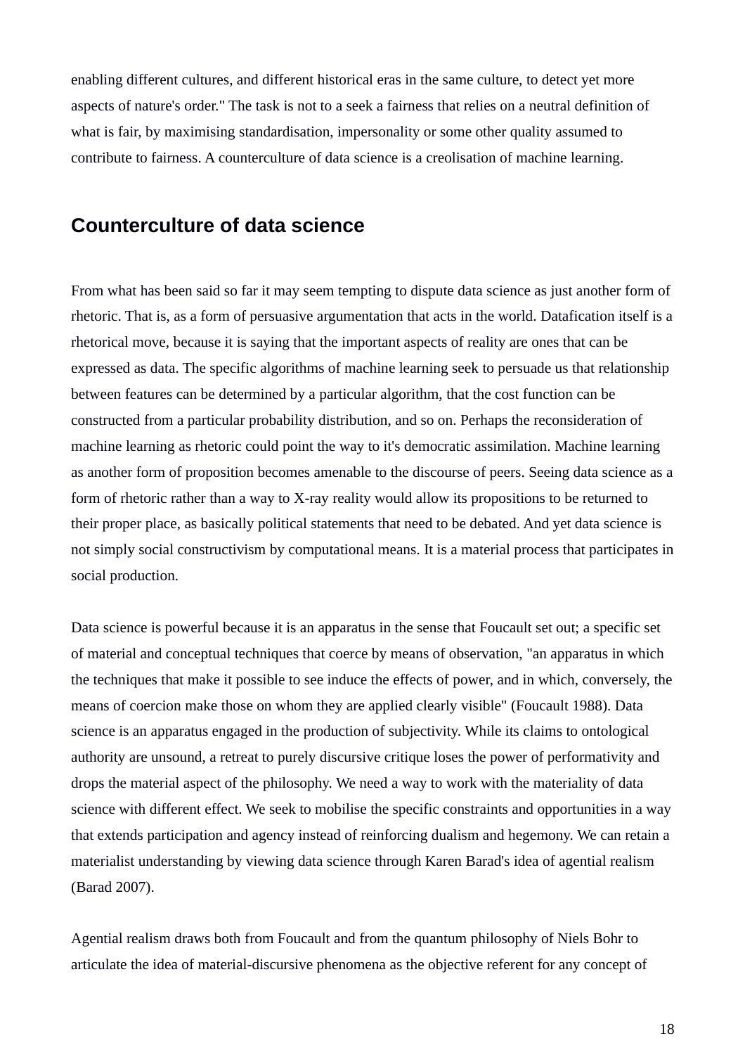enabling different cultures, and different historical eras in the same culture, to detect yet more aspects of nature's order." The task is not to a seek a fairness that relies on a neutral definition of what is fair, by maximising standardisation, impersonality or some other quality assumed to contribute to fairness. A counterculture of data science is a creolisation of machine learning.

## Counterculture of data science

From what has been said so far it may seem tempting to dispute data science as just another form of rhetoric. That is, as a form of persuasive argumentation that acts in the world. Datafication itself is a rhetorical move, because it is saying that the important aspects of reality are ones that can be expressed as data. The specific algorithms of machine learning seek to persuade us that relationship between features can be determined by a particular algorithm, that the cost function can be constructed from a particular probability distribution, and so on. Perhaps the reconsideration of machine learning as rhetoric could point the way to it's democratic assimilation. Machine learning as another form of proposition becomes amenable to the discourse of peers. Seeing data science as a form of rhetoric rather than a way to X-ray reality would allow its propositions to be returned to their proper place, as basically political statements that need to be debated. And yet data science is not simply social constructivism by computational means. It is a material process that participates in social production.

Data science is powerful because it is an apparatus in the sense that Foucault set out; a specific set of material and conceptual techniques that coerce by means of observation, "an apparatus in which the techniques that make it possible to see induce the effects of power, and in which, conversely, the means of coercion make those on whom they are applied clearly visible" (Foucault 1988). Data science is an apparatus engaged in the production of subjectivity. While its claims to ontological authority are unsound, a retreat to purely discursive critique loses the power of performativity and drops the material aspect of the philosophy. We need a way to work with the materiality of data science with different effect. We seek to mobilise the specific constraints and opportunities in a way that extends participation and agency instead of reinforcing dualism and hegemony. We can retain a materialist understanding by viewing data science through Karen Barad's idea of agential realism (Barad 2007).

Agential realism draws both from Foucault and from the quantum philosophy of Niels Bohr to articulate the idea of material-discursive phenomena as the objective referent for any concept of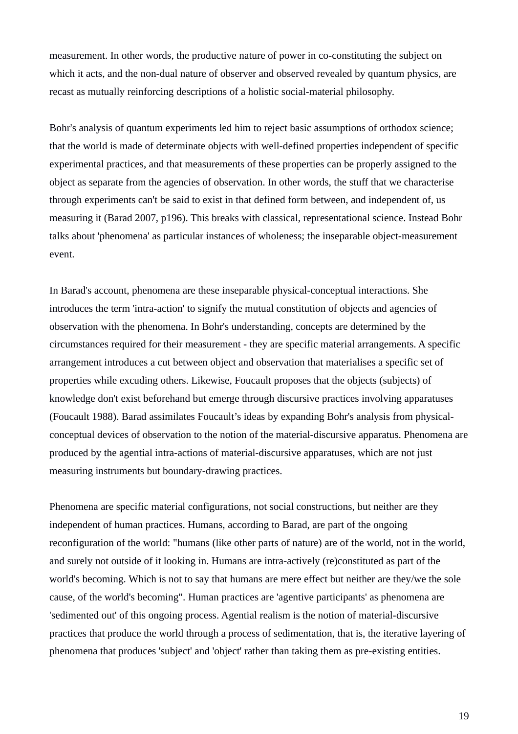measurement. In other words, the productive nature of power in co-constituting the subject on which it acts, and the non-dual nature of observer and observed revealed by quantum physics, are recast as mutually reinforcing descriptions of a holistic social-material philosophy.

Bohr's analysis of quantum experiments led him to reject basic assumptions of orthodox science; that the world is made of determinate objects with well-defined properties independent of specific experimental practices, and that measurements of these properties can be properly assigned to the object as separate from the agencies of observation. In other words, the stuff that we characterise through experiments can't be said to exist in that defined form between, and independent of, us measuring it (Barad 2007, p196). This breaks with classical, representational science. Instead Bohr talks about 'phenomena' as particular instances of wholeness; the inseparable object-measurement event.

In Barad's account, phenomena are these inseparable physical-conceptual interactions. She introduces the term 'intra-action' to signify the mutual constitution of objects and agencies of observation with the phenomena. In Bohr's understanding, concepts are determined by the circumstances required for their measurement - they are specific material arrangements. A specific arrangement introduces a cut between object and observation that materialises a specific set of properties while excuding others. Likewise, Foucault proposes that the objects (subjects) of knowledge don't exist beforehand but emerge through discursive practices involving apparatuses (Foucault 1988). Barad assimilates Foucault’s ideas by expanding Bohr's analysis from physical-conceptual devices of observation to the notion of the material-discursive apparatus. Phenomena are produced by the agential intra-actions of material-discursive apparatuses, which are not just measuring instruments but boundary-drawing practices.

Phenomena are specific material configurations, not social constructions, but neither are they independent of human practices. Humans, according to Barad, are part of the ongoing reconfiguration of the world: "humans (like other parts of nature) are of the world, not in the world, and surely not outside of it looking in. Humans are intra-actively (re)constituted as part of the world's becoming. Which is not to say that humans are mere effect but neither are they/we the sole cause, of the world's becoming". Human practices are 'agentive participants' as phenomena are 'sedimented out' of this ongoing process. Agential realism is the notion of material-discursive practices that produce the world through a process of sedimentation, that is, the iterative layering of phenomena that produces 'subject' and 'object' rather than taking them as pre-existing entities.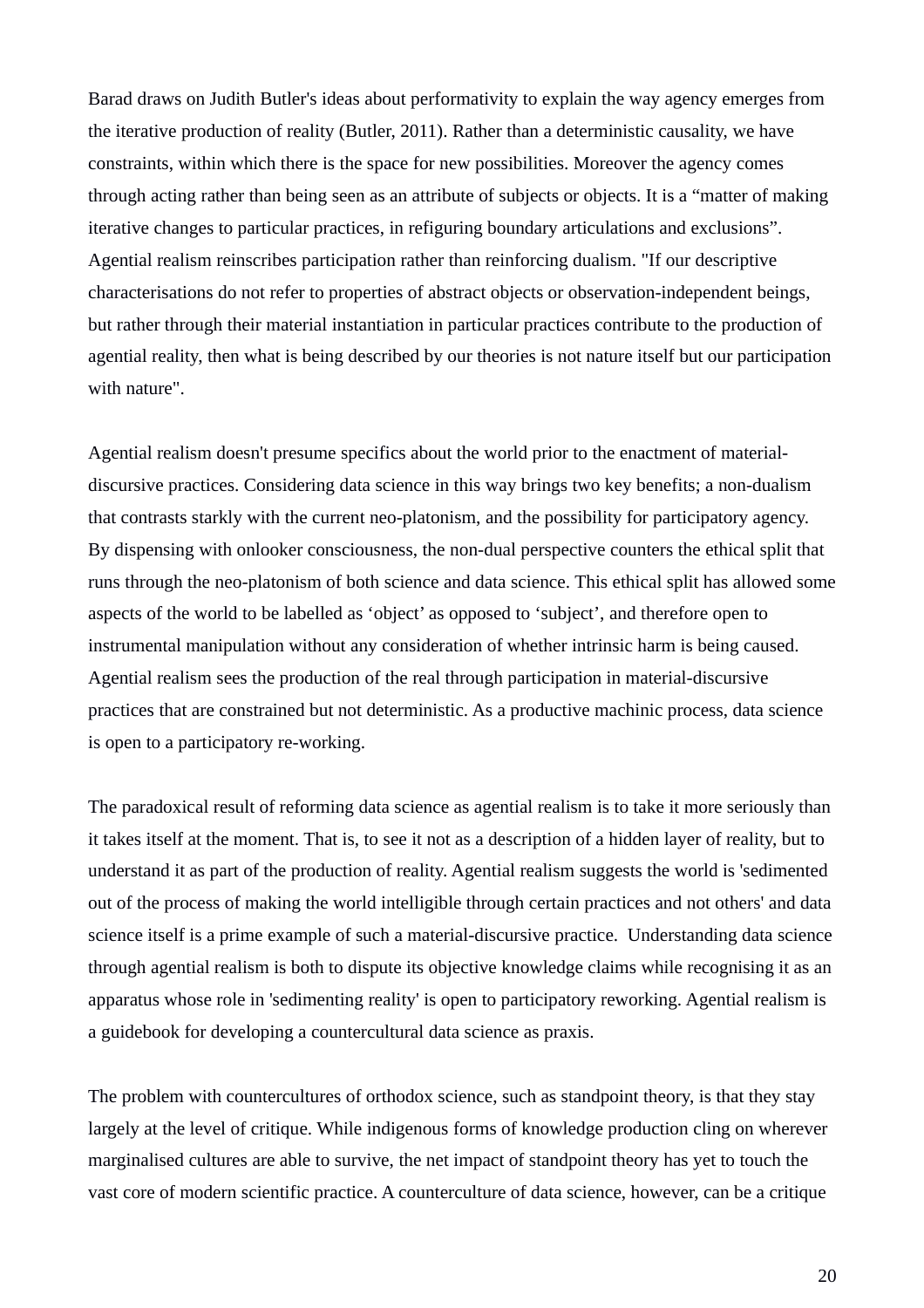Barad draws on Judith Butler's ideas about performativity to explain the way agency emerges from the iterative production of reality (Butler, 2011). Rather than a deterministic causality, we have constraints, within which there is the space for new possibilities. Moreover the agency comes through acting rather than being seen as an attribute of subjects or objects. It is a "matter of making iterative changes to particular practices, in refiguring boundary articulations and exclusions". Agential realism reinscribes participation rather than reinforcing dualism. "If our descriptive characterisations do not refer to properties of abstract objects or observation-independent beings, but rather through their material instantiation in particular practices contribute to the production of agential reality, then what is being described by our theories is not nature itself but our participation with nature".

Agential realism doesn't presume specifics about the world prior to the enactment of material-discursive practices. Considering data science in this way brings two key benefits; a non-dualism that contrasts starkly with the current neo-platonism, and the possibility for participatory agency. By dispensing with onlooker consciousness, the non-dual perspective counters the ethical split that runs through the neo-platonism of both science and data science. This ethical split has allowed some aspects of the world to be labelled as 'object' as opposed to 'subject', and therefore open to instrumental manipulation without any consideration of whether intrinsic harm is being caused. Agential realism sees the production of the real through participation in material-discursive practices that are constrained but not deterministic. As a productive machinic process, data science is open to a participatory re-working.

The paradoxical result of reforming data science as agential realism is to take it more seriously than it takes itself at the moment. That is, to see it not as a description of a hidden layer of reality, but to understand it as part of the production of reality. Agential realism suggests the world is 'sedimented out of the process of making the world intelligible through certain practices and not others' and data science itself is a prime example of such a material-discursive practice. Understanding data science through agential realism is both to dispute its objective knowledge claims while recognising it as an apparatus whose role in 'sedimenting reality' is open to participatory reworking. Agential realism is a guidebook for developing a countercultural data science as praxis.

The problem with countercultures of orthodox science, such as standpoint theory, is that they stay largely at the level of critique. While indigenous forms of knowledge production cling on wherever marginalised cultures are able to survive, the net impact of standpoint theory has yet to touch the vast core of modern scientific practice. A counterculture of data science, however, can be a critique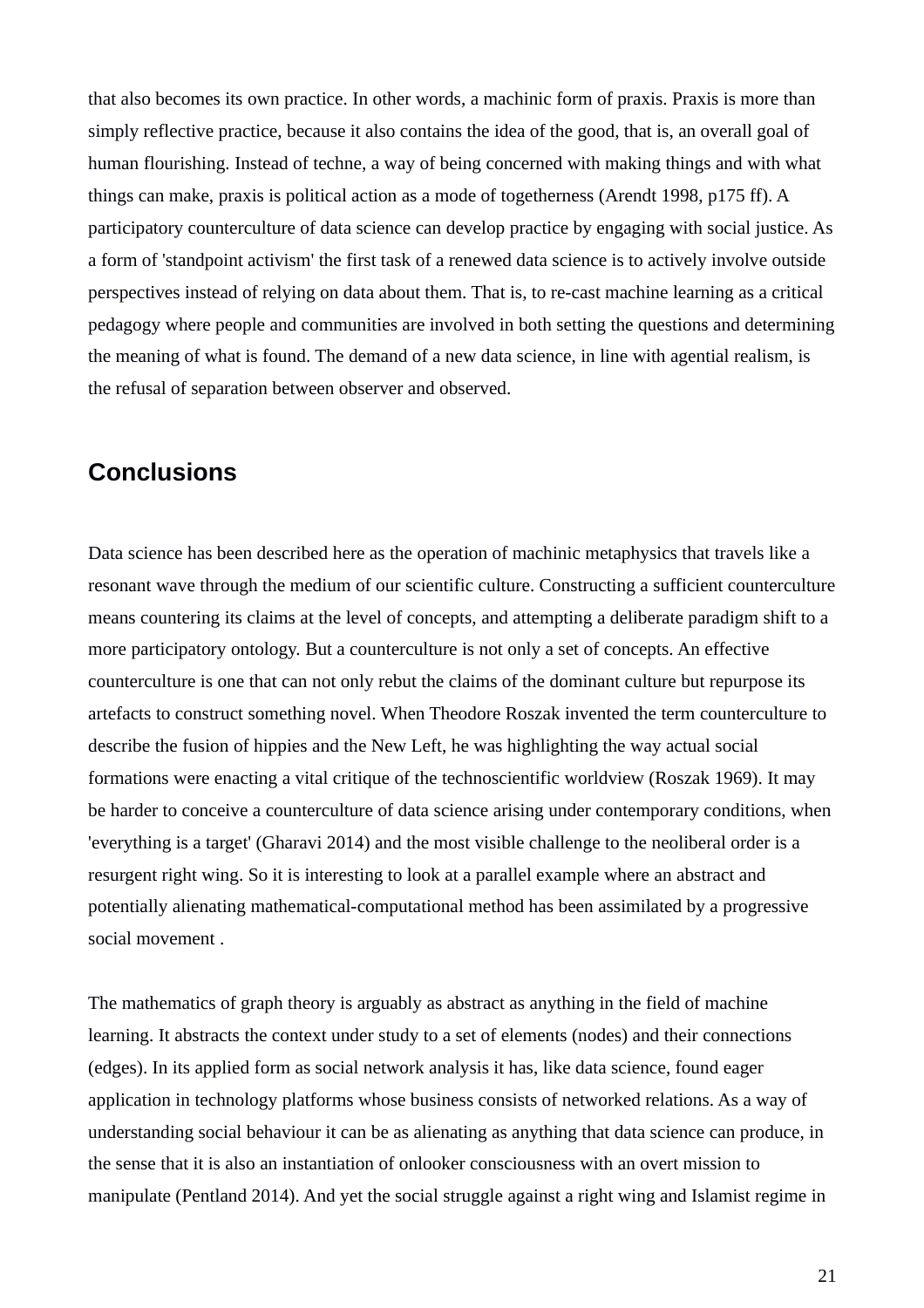that also becomes its own practice. In other words, a machinic form of praxis. Praxis is more than simply reflective practice, because it also contains the idea of the good, that is, an overall goal of human flourishing. Instead of techne, a way of being concerned with making things and with what things can make, praxis is political action as a mode of togetherness (Arendt 1998, p175 ff). A participatory counterculture of data science can develop practice by engaging with social justice. As a form of 'standpoint activism' the first task of a renewed data science is to actively involve outside perspectives instead of relying on data about them. That is, to re-cast machine learning as a critical pedagogy where people and communities are involved in both setting the questions and determining the meaning of what is found. The demand of a new data science, in line with agential realism, is the refusal of separation between observer and observed.

## Conclusions

Data science has been described here as the operation of machinic metaphysics that travels like a resonant wave through the medium of our scientific culture. Constructing a sufficient counterculture means countering its claims at the level of concepts, and attempting a deliberate paradigm shift to a more participatory ontology. But a counterculture is not only a set of concepts. An effective counterculture is one that can not only rebut the claims of the dominant culture but repurpose its artefacts to construct something novel. When Theodore Roszak invented the term counterculture to describe the fusion of hippies and the New Left, he was highlighting the way actual social formations were enacting a vital critique of the technoscientific worldview (Roszak 1969). It may be harder to conceive a counterculture of data science arising under contemporary conditions, when 'everything is a target' (Gharavi 2014) and the most visible challenge to the neoliberal order is a resurgent right wing. So it is interesting to look at a parallel example where an abstract and potentially alienating mathematical-computational method has been assimilated by a progressive social movement .

The mathematics of graph theory is arguably as abstract as anything in the field of machine learning. It abstracts the context under study to a set of elements (nodes) and their connections (edges). In its applied form as social network analysis it has, like data science, found eager application in technology platforms whose business consists of networked relations. As a way of understanding social behaviour it can be as alienating as anything that data science can produce, in the sense that it is also an instantiation of onlooker consciousness with an overt mission to manipulate (Pentland 2014). And yet the social struggle against a right wing and Islamist regime in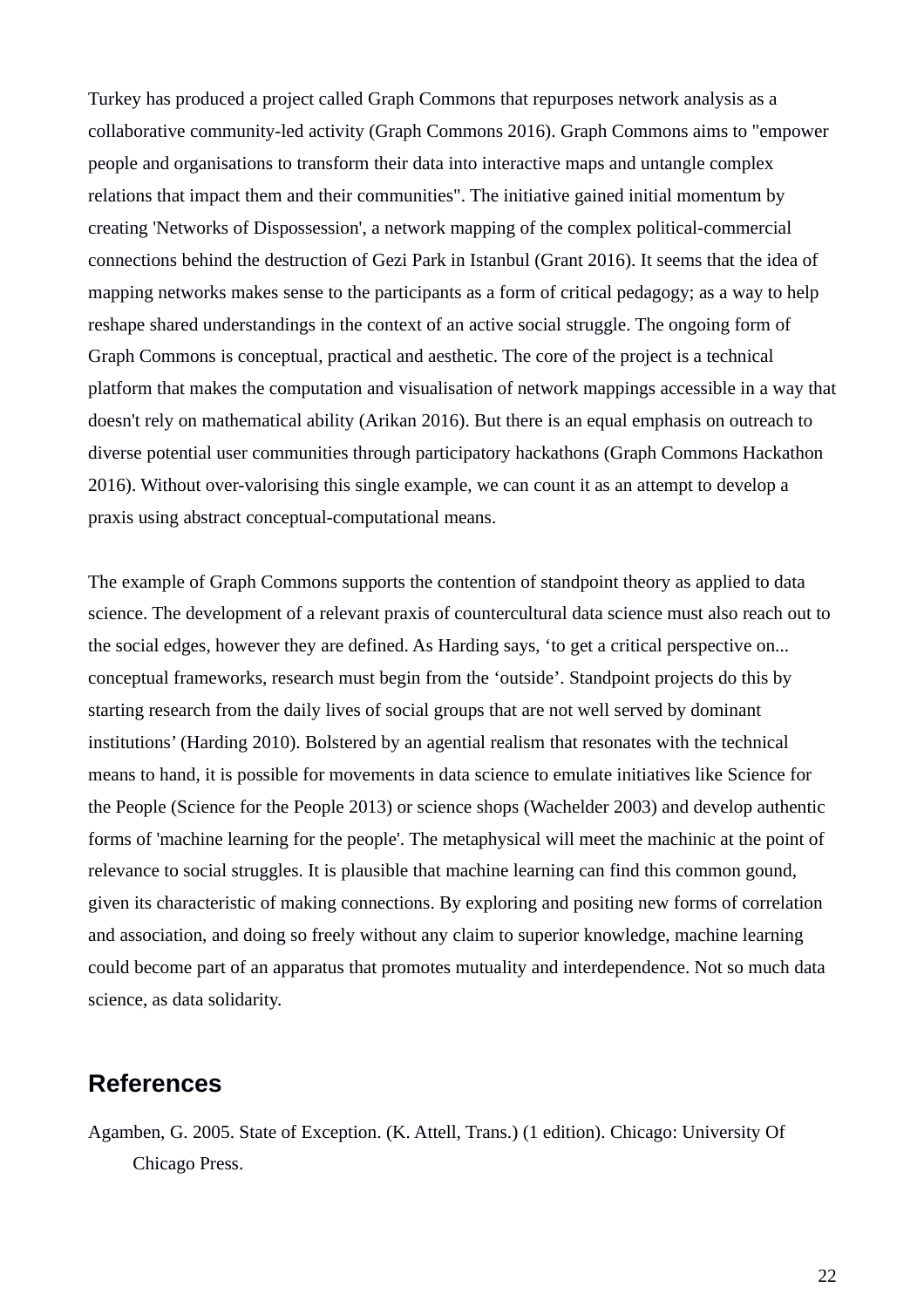Turkey has produced a project called Graph Commons that repurposes network analysis as a collaborative community-led activity (Graph Commons 2016). Graph Commons aims to "empower people and organisations to transform their data into interactive maps and untangle complex relations that impact them and their communities". The initiative gained initial momentum by creating 'Networks of Dispossession', a network mapping of the complex political-commercial connections behind the destruction of Gezi Park in Istanbul (Grant 2016). It seems that the idea of mapping networks makes sense to the participants as a form of critical pedagogy; as a way to help reshape shared understandings in the context of an active social struggle. The ongoing form of Graph Commons is conceptual, practical and aesthetic. The core of the project is a technical platform that makes the computation and visualisation of network mappings accessible in a way that doesn't rely on mathematical ability (Arikan 2016). But there is an equal emphasis on outreach to diverse potential user communities through participatory hackathons (Graph Commons Hackathon 2016). Without over-valorising this single example, we can count it as an attempt to develop a praxis using abstract conceptual-computational means.

The example of Graph Commons supports the contention of standpoint theory as applied to data science. The development of a relevant praxis of countercultural data science must also reach out to the social edges, however they are defined. As Harding says, ‘to get a critical perspective on... conceptual frameworks, research must begin from the ‘outside’. Standpoint projects do this by starting research from the daily lives of social groups that are not well served by dominant institutions’ (Harding 2010). Bolstered by an agential realism that resonates with the technical means to hand, it is possible for movements in data science to emulate initiatives like Science for the People (Science for the People 2013) or science shops (Wachelder 2003) and develop authentic forms of 'machine learning for the people'. The metaphysical will meet the machinic at the point of relevance to social struggles. It is plausible that machine learning can find this common gound, given its characteristic of making connections. By exploring and positing new forms of correlation and association, and doing so freely without any claim to superior knowledge, machine learning could become part of an apparatus that promotes mutuality and interdependence. Not so much data science, as data solidarity.

## References

Agamben, G. 2005. State of Exception. (K. Attell, Trans.) (1 edition). Chicago: University Of Chicago Press.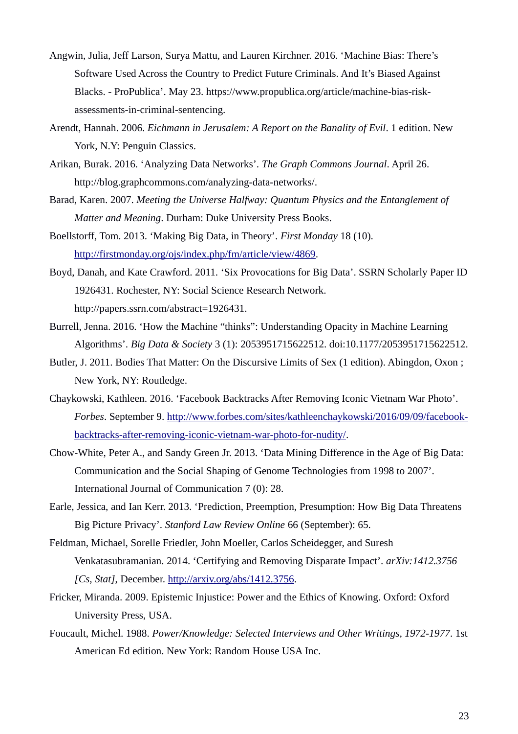Angwin, Julia, Jeff Larson, Surya Mattu, and Lauren Kirchner. 2016. 'Machine Bias: There's Software Used Across the Country to Predict Future Criminals. And It's Biased Against Blacks. - ProPublica'. May 23. https://www.propublica.org/article/machine-bias-risk-assessments-in-criminal-sentencing.

Arendt, Hannah. 2006. *Eichmann in Jerusalem: A Report on the Banality of Evil*. 1 edition. New York, N.Y: Penguin Classics.

Arikan, Burak. 2016. 'Analyzing Data Networks'. *The Graph Commons Journal*. April 26. http://blog.graphcommons.com/analyzing-data-networks/.

Barad, Karen. 2007. *Meeting the Universe Halfway: Quantum Physics and the Entanglement of Matter and Meaning*. Durham: Duke University Press Books.

Boellstorff, Tom. 2013. 'Making Big Data, in Theory'. *First Monday* 18 (10). http://firstmonday.org/ojs/index.php/fm/article/view/4869.

Boyd, Danah, and Kate Crawford. 2011. 'Six Provocations for Big Data'. SSRN Scholarly Paper ID 1926431. Rochester, NY: Social Science Research Network. http://papers.ssrn.com/abstract=1926431.

Burrell, Jenna. 2016. 'How the Machine "thinks": Understanding Opacity in Machine Learning Algorithms'. *Big Data & Society* 3 (1): 2053951715622512. doi:10.1177/2053951715622512.

Butler, J. 2011. Bodies That Matter: On the Discursive Limits of Sex (1 edition). Abingdon, Oxon ; New York, NY: Routledge.

Chaykowski, Kathleen. 2016. 'Facebook Backtracks After Removing Iconic Vietnam War Photo'. *Forbes*. September 9. http://www.forbes.com/sites/kathleenchaykowski/2016/09/09/facebook-backtracks-after-removing-iconic-vietnam-war-photo-for-nudity/.

Chow-White, Peter A., and Sandy Green Jr. 2013. 'Data Mining Difference in the Age of Big Data: Communication and the Social Shaping of Genome Technologies from 1998 to 2007'. International Journal of Communication 7 (0): 28.

Earle, Jessica, and Ian Kerr. 2013. 'Prediction, Preemption, Presumption: How Big Data Threatens Big Picture Privacy'. *Stanford Law Review Online* 66 (September): 65.

Feldman, Michael, Sorelle Friedler, John Moeller, Carlos Scheidegger, and Suresh Venkatasubramanian. 2014. 'Certifying and Removing Disparate Impact'. *arXiv:1412.3756 [Cs, Stat]*, December. http://arxiv.org/abs/1412.3756.

Fricker, Miranda. 2009. Epistemic Injustice: Power and the Ethics of Knowing. Oxford: Oxford University Press, USA.

Foucault, Michel. 1988. *Power/Knowledge: Selected Interviews and Other Writings, 1972-1977*. 1st American Ed edition. New York: Random House USA Inc.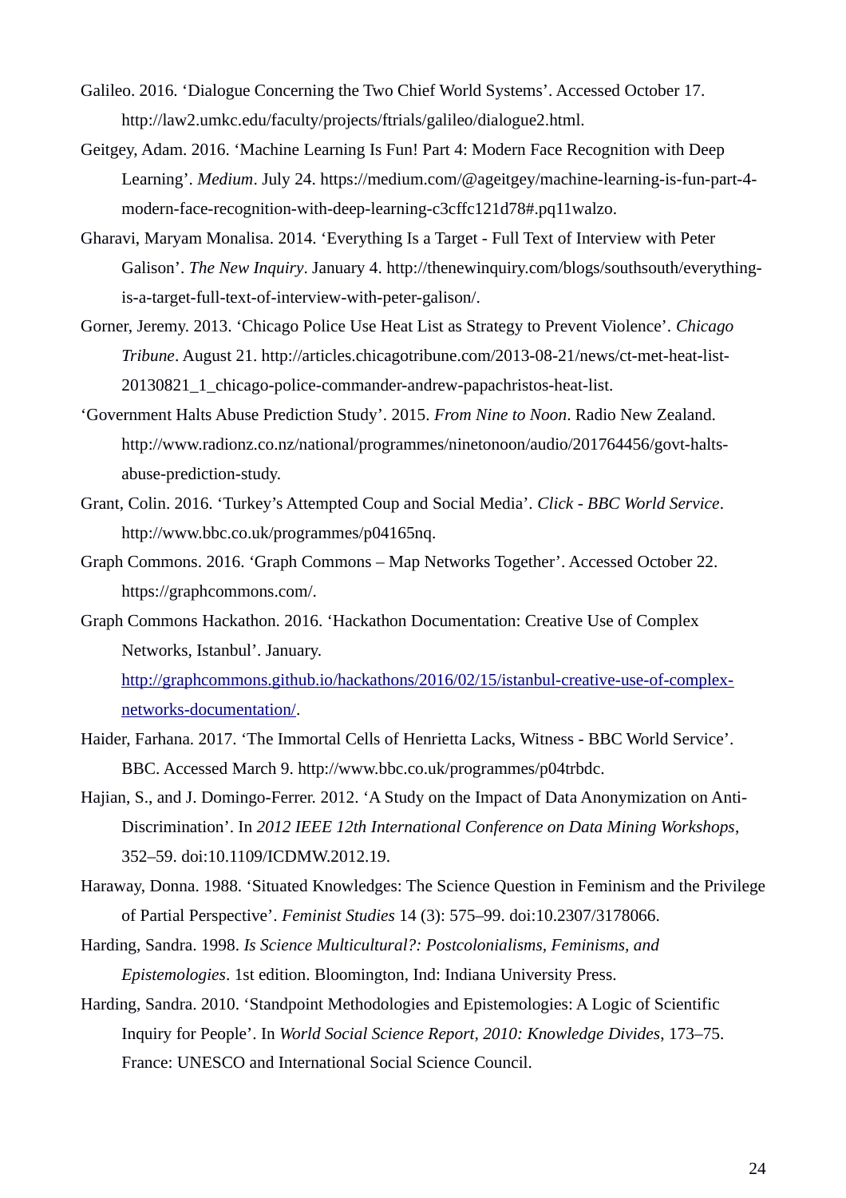Galileo. 2016. 'Dialogue Concerning the Two Chief World Systems'. Accessed October 17. http://law2.umkc.edu/faculty/projects/ftrials/galileo/dialogue2.html.

Geitgey, Adam. 2016. 'Machine Learning Is Fun! Part 4: Modern Face Recognition with Deep Learning'. *Medium*. July 24. https://medium.com/@ageitgey/machine-learning-is-fun-part-4-modern-face-recognition-with-deep-learning-c3cffc121d78#.pq11walzo.

Gharavi, Maryam Monalisa. 2014. 'Everything Is a Target - Full Text of Interview with Peter Galison'. *The New Inquiry*. January 4. http://thenewinquiry.com/blogs/southsouth/everything-is-a-target-full-text-of-interview-with-peter-galison/.

Gorner, Jeremy. 2013. 'Chicago Police Use Heat List as Strategy to Prevent Violence'. *Chicago Tribune*. August 21. http://articles.chicagotribune.com/2013-08-21/news/ct-met-heat-list-20130821_1_chicago-police-commander-andrew-papachristos-heat-list.

'Government Halts Abuse Prediction Study'. 2015. *From Nine to Noon*. Radio New Zealand. http://www.radionz.co.nz/national/programmes/ninetonoon/audio/201764456/govt-halts-abuse-prediction-study.

Grant, Colin. 2016. 'Turkey's Attempted Coup and Social Media'. *Click - BBC World Service*. http://www.bbc.co.uk/programmes/p04165nq.

Graph Commons. 2016. 'Graph Commons – Map Networks Together'. Accessed October 22. https://graphcommons.com/.

Graph Commons Hackathon. 2016. 'Hackathon Documentation: Creative Use of Complex Networks, Istanbul'. January. http://graphcommons.github.io/hackathons/2016/02/15/istanbul-creative-use-of-complex-networks-documentation/.

Haider, Farhana. 2017. 'The Immortal Cells of Henrietta Lacks, Witness - BBC World Service'. BBC. Accessed March 9. http://www.bbc.co.uk/programmes/p04trbdc.

Hajian, S., and J. Domingo-Ferrer. 2012. 'A Study on the Impact of Data Anonymization on Anti-Discrimination'. In *2012 IEEE 12th International Conference on Data Mining Workshops*, 352–59. doi:10.1109/ICDMW.2012.19.

Haraway, Donna. 1988. 'Situated Knowledges: The Science Question in Feminism and the Privilege of Partial Perspective'. *Feminist Studies* 14 (3): 575–99. doi:10.2307/3178066.

Harding, Sandra. 1998. *Is Science Multicultural?: Postcolonialisms, Feminisms, and Epistemologies*. 1st edition. Bloomington, Ind: Indiana University Press.

Harding, Sandra. 2010. 'Standpoint Methodologies and Epistemologies: A Logic of Scientific Inquiry for People'. In *World Social Science Report, 2010: Knowledge Divides*, 173–75. France: UNESCO and International Social Science Council.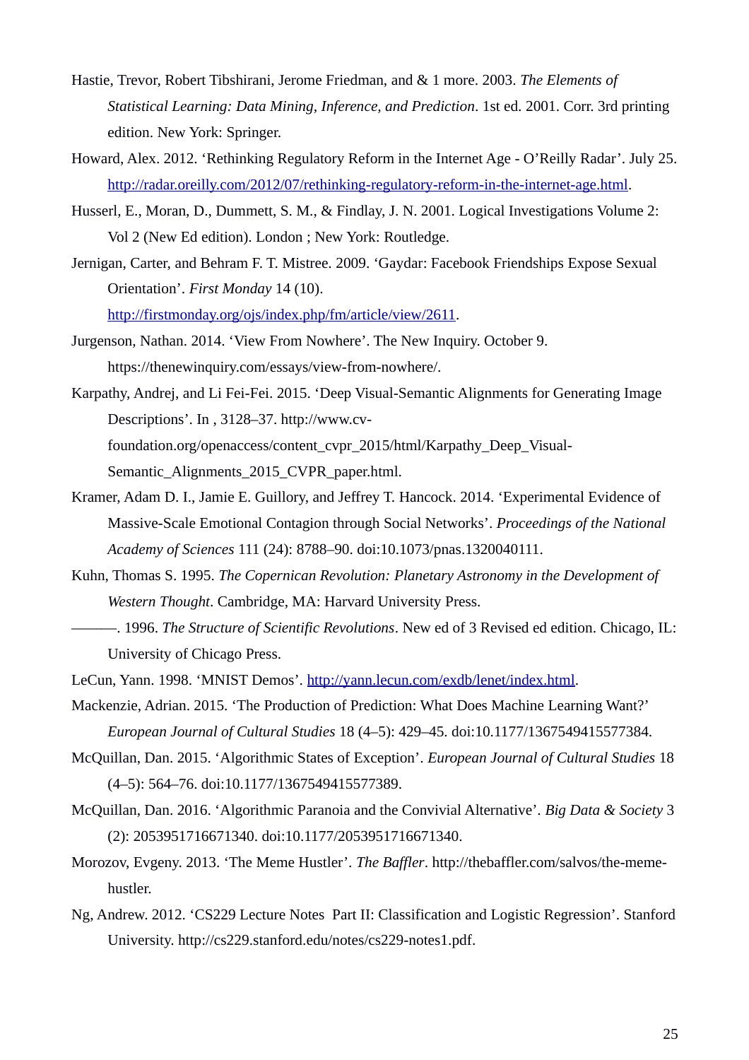Hastie, Trevor, Robert Tibshirani, Jerome Friedman, and & 1 more. 2003. *The Elements of Statistical Learning: Data Mining, Inference, and Prediction*. 1st ed. 2001. Corr. 3rd printing edition. New York: Springer.

Howard, Alex. 2012. 'Rethinking Regulatory Reform in the Internet Age - O'Reilly Radar'. July 25. http://radar.oreilly.com/2012/07/rethinking-regulatory-reform-in-the-internet-age.html.

Husserl, E., Moran, D., Dummett, S. M., & Findlay, J. N. 2001. Logical Investigations Volume 2: Vol 2 (New Ed edition). London ; New York: Routledge.

Jernigan, Carter, and Behram F. T. Mistree. 2009. 'Gaydar: Facebook Friendships Expose Sexual Orientation'. *First Monday* 14 (10). http://firstmonday.org/ojs/index.php/fm/article/view/2611.

Jurgenson, Nathan. 2014. 'View From Nowhere'. The New Inquiry. October 9. https://thenewinquiry.com/essays/view-from-nowhere/.

Karpathy, Andrej, and Li Fei-Fei. 2015. 'Deep Visual-Semantic Alignments for Generating Image Descriptions'. In , 3128–37. http://www.cv-foundation.org/openaccess/content_cvpr_2015/html/Karpathy_Deep_Visual-Semantic_Alignments_2015_CVPR_paper.html.

Kramer, Adam D. I., Jamie E. Guillory, and Jeffrey T. Hancock. 2014. 'Experimental Evidence of Massive-Scale Emotional Contagion through Social Networks'. *Proceedings of the National Academy of Sciences* 111 (24): 8788–90. doi:10.1073/pnas.1320040111.

Kuhn, Thomas S. 1995. *The Copernican Revolution: Planetary Astronomy in the Development of Western Thought*. Cambridge, MA: Harvard University Press.

———. 1996. *The Structure of Scientific Revolutions*. New ed of 3 Revised ed edition. Chicago, IL: University of Chicago Press.

LeCun, Yann. 1998. 'MNIST Demos'. http://yann.lecun.com/exdb/lenet/index.html.

Mackenzie, Adrian. 2015. 'The Production of Prediction: What Does Machine Learning Want?' *European Journal of Cultural Studies* 18 (4–5): 429–45. doi:10.1177/1367549415577384.

McQuillan, Dan. 2015. 'Algorithmic States of Exception'. *European Journal of Cultural Studies* 18 (4–5): 564–76. doi:10.1177/1367549415577389.

McQuillan, Dan. 2016. 'Algorithmic Paranoia and the Convivial Alternative'. *Big Data & Society* 3 (2): 2053951716671340. doi:10.1177/2053951716671340.

Morozov, Evgeny. 2013. 'The Meme Hustler'. *The Baffler*. http://thebaffler.com/salvos/the-meme-hustler.

Ng, Andrew. 2012. 'CS229 Lecture Notes  Part II: Classification and Logistic Regression'. Stanford University. http://cs229.stanford.edu/notes/cs229-notes1.pdf.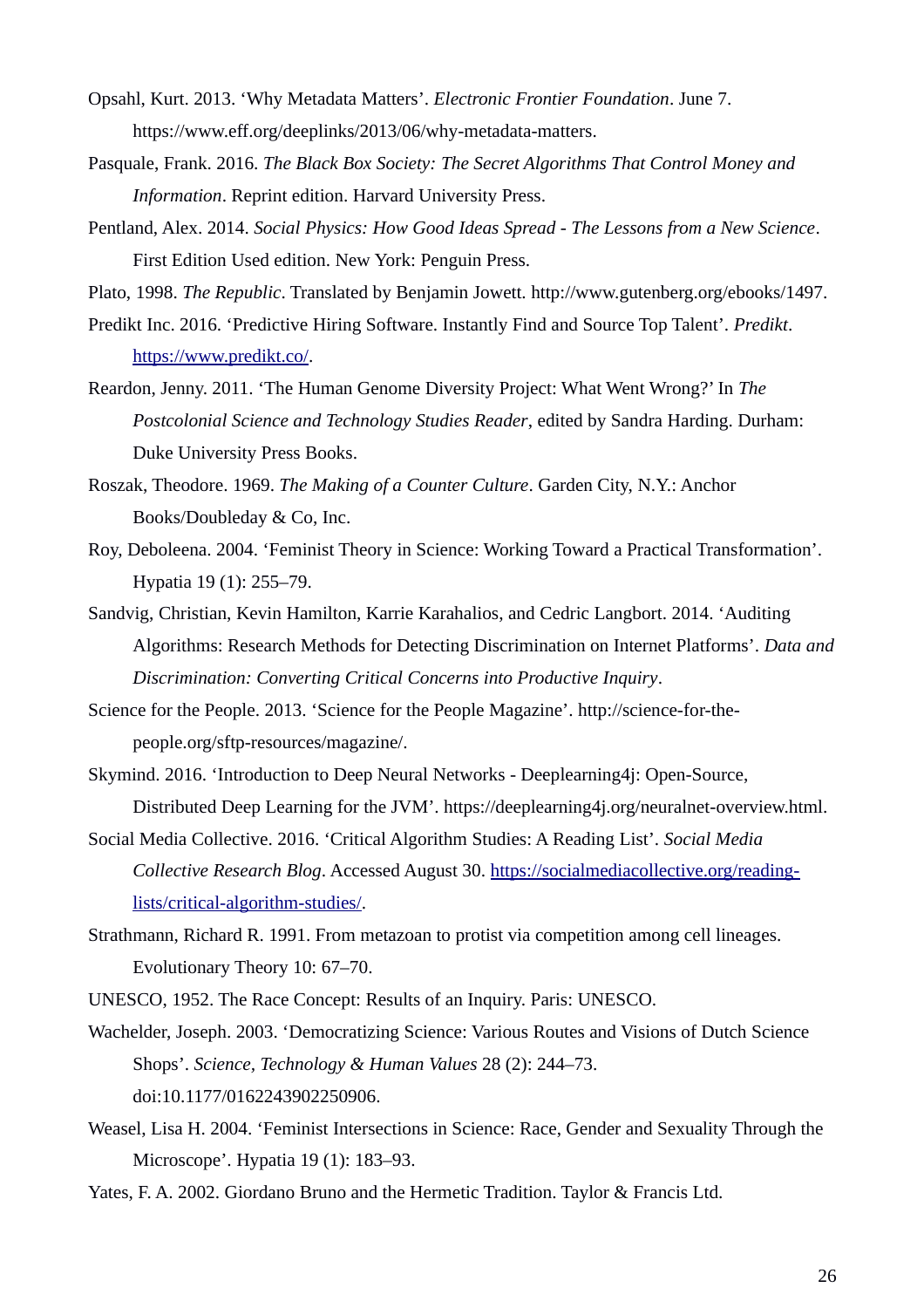Opsahl, Kurt. 2013. ‘Why Metadata Matters’. *Electronic Frontier Foundation*. June 7. https://www.eff.org/deeplinks/2013/06/why-metadata-matters.

Pasquale, Frank. 2016. *The Black Box Society: The Secret Algorithms That Control Money and Information*. Reprint edition. Harvard University Press.

Pentland, Alex. 2014. *Social Physics: How Good Ideas Spread - The Lessons from a New Science*. First Edition Used edition. New York: Penguin Press.

Plato, 1998. *The Republic*. Translated by Benjamin Jowett. http://www.gutenberg.org/ebooks/1497.

Predikt Inc. 2016. ‘Predictive Hiring Software. Instantly Find and Source Top Talent’. *Predikt*. https://www.predikt.co/.

Reardon, Jenny. 2011. ‘The Human Genome Diversity Project: What Went Wrong?’ In *The Postcolonial Science and Technology Studies Reader*, edited by Sandra Harding. Durham: Duke University Press Books.

Roszak, Theodore. 1969. *The Making of a Counter Culture*. Garden City, N.Y.: Anchor Books/Doubleday & Co, Inc.

Roy, Deboleena. 2004. ‘Feminist Theory in Science: Working Toward a Practical Transformation’. Hypatia 19 (1): 255–79.

Sandvig, Christian, Kevin Hamilton, Karrie Karahalios, and Cedric Langbort. 2014. ‘Auditing Algorithms: Research Methods for Detecting Discrimination on Internet Platforms’. *Data and Discrimination: Converting Critical Concerns into Productive Inquiry*.

Science for the People. 2013. ‘Science for the People Magazine’. http://science-for-the-people.org/sftp-resources/magazine/.

Skymind. 2016. ‘Introduction to Deep Neural Networks - Deeplearning4j: Open-Source, Distributed Deep Learning for the JVM’. https://deeplearning4j.org/neuralnet-overview.html.

Social Media Collective. 2016. ‘Critical Algorithm Studies: A Reading List’. *Social Media Collective Research Blog*. Accessed August 30. https://socialmediacollective.org/reading-lists/critical-algorithm-studies/.

Strathmann, Richard R. 1991. From metazoan to protist via competition among cell lineages. Evolutionary Theory 10: 67–70.

UNESCO, 1952. The Race Concept: Results of an Inquiry. Paris: UNESCO.

Wachelder, Joseph. 2003. ‘Democratizing Science: Various Routes and Visions of Dutch Science Shops’. *Science, Technology & Human Values* 28 (2): 244–73. doi:10.1177/0162243902250906.

Weasel, Lisa H. 2004. ‘Feminist Intersections in Science: Race, Gender and Sexuality Through the Microscope’. Hypatia 19 (1): 183–93.

Yates, F. A. 2002. Giordano Bruno and the Hermetic Tradition. Taylor & Francis Ltd.